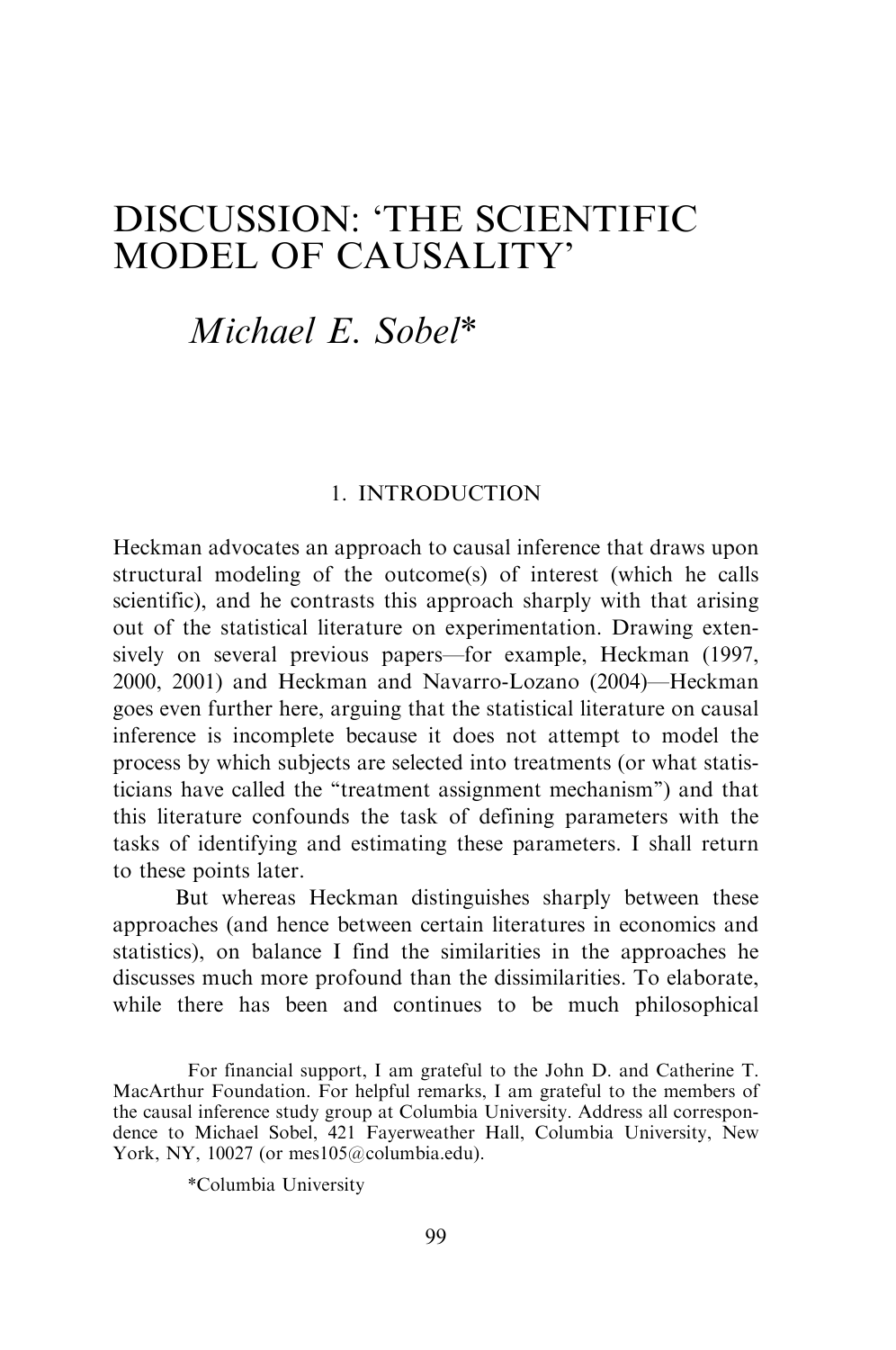# DISCUSSION: 'THE SCIENTIFIC MODEL OF CAUSALITY'

## *Michael E. Sobel**

### 1. INTRODUCTION

Heckman advocates an approach to causal inference that draws upon structural modeling of the outcome(s) of interest (which he calls scientific), and he contrasts this approach sharply with that arising out of the statistical literature on experimentation. Drawing extensively on several previous papers—for example, Heckman (1997, 2000, 2001) and Heckman and Navarro-Lozano (2004)—Heckman goes even further here, arguing that the statistical literature on causal inference is incomplete because it does not attempt to model the process by which subjects are selected into treatments (or what statisticians have called the "treatment assignment mechanism") and that this literature confounds the task of defining parameters with the tasks of identifying and estimating these parameters. I shall return to these points later.

But whereas Heckman distinguishes sharply between these approaches (and hence between certain literatures in economics and statistics), on balance I find the similarities in the approaches he discusses much more profound than the dissimilarities. To elaborate, while there has been and continues to be much philosophical

For financial support, I am grateful to the John D. and Catherine T. MacArthur Foundation. For helpful remarks, I am grateful to the members of the causal inference study group at Columbia University. Address all correspondence to Michael Sobel, 421 Fayerweather Hall, Columbia University, New York, NY, 10027 (or mes105@columbia.edu).

*Columbia University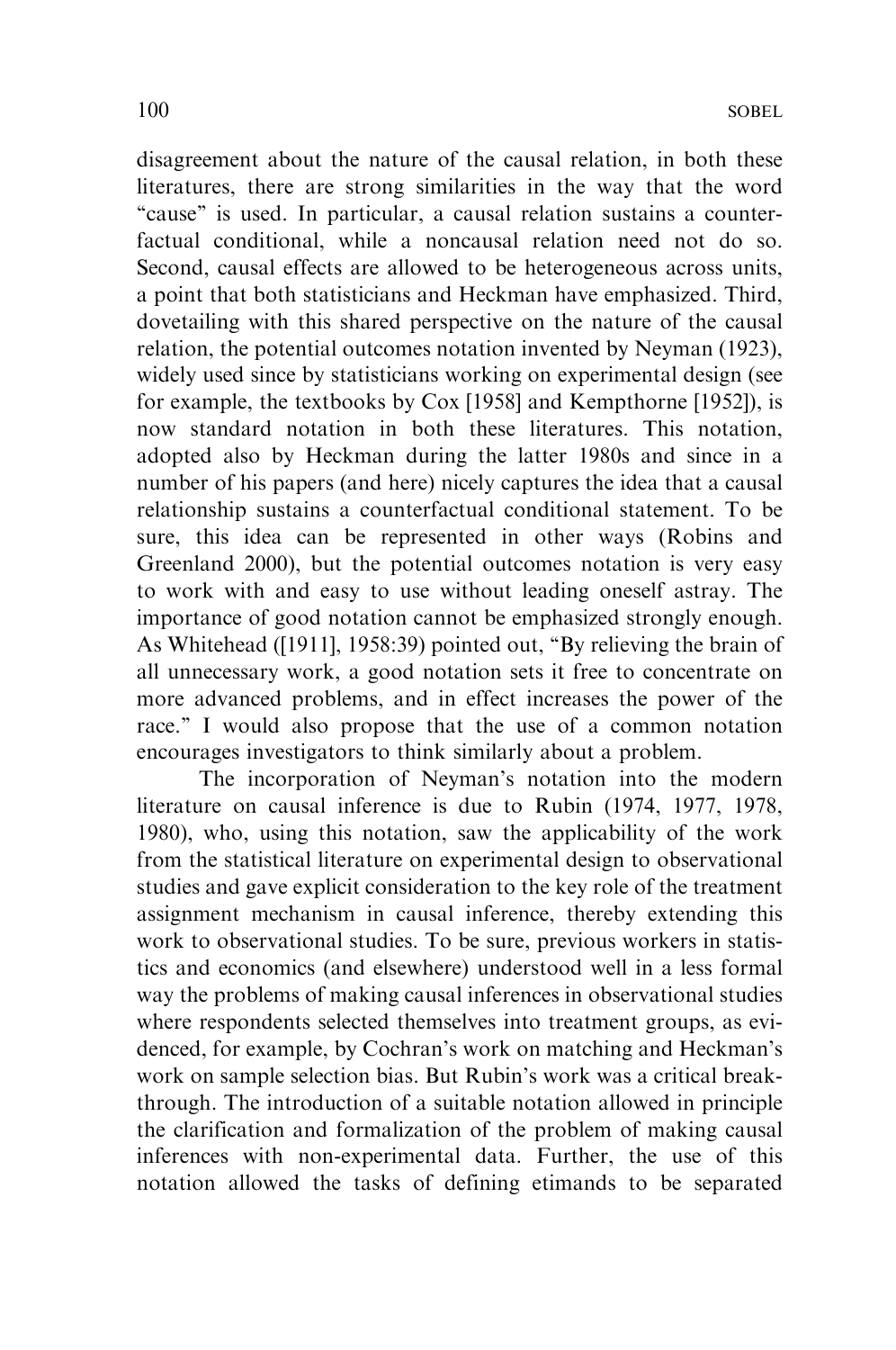disagreement about the nature of the causal relation, in both these literatures, there are strong similarities in the way that the word "cause" is used. In particular, a causal relation sustains a counterfactual conditional, while a noncausal relation need not do so. Second, causal effects are allowed to be heterogeneous across units, a point that both statisticians and Heckman have emphasized. Third, dovetailing with this shared perspective on the nature of the causal relation, the potential outcomes notation invented by Neyman (1923), widely used since by statisticians working on experimental design (see for example, the textbooks by Cox [1958] and Kempthorne [1952]), is now standard notation in both these literatures. This notation, adopted also by Heckman during the latter 1980s and since in a number of his papers (and here) nicely captures the idea that a causal relationship sustains a counterfactual conditional statement. To be sure, this idea can be represented in other ways (Robins and Greenland 2000), but the potential outcomes notation is very easy to work with and easy to use without leading oneself astray. The importance of good notation cannot be emphasized strongly enough. As Whitehead ([1911], 1958:39) pointed out, "By relieving the brain of all unnecessary work, a good notation sets it free to concentrate on more advanced problems, and in effect increases the power of the race." I would also propose that the use of a common notation encourages investigators to think similarly about a problem.

The incorporation of Neyman's notation into the modern literature on causal inference is due to Rubin (1974, 1977, 1978, 1980), who, using this notation, saw the applicability of the work from the statistical literature on experimental design to observational studies and gave explicit consideration to the key role of the treatment assignment mechanism in causal inference, thereby extending this work to observational studies. To be sure, previous workers in statistics and economics (and elsewhere) understood well in a less formal way the problems of making causal inferences in observational studies where respondents selected themselves into treatment groups, as evidenced, for example, by Cochran's work on matching and Heckman's work on sample selection bias. But Rubin's work was a critical breakthrough. The introduction of a suitable notation allowed in principle the clarification and formalization of the problem of making causal inferences with non-experimental data. Further, the use of this notation allowed the tasks of defining etimands to be separated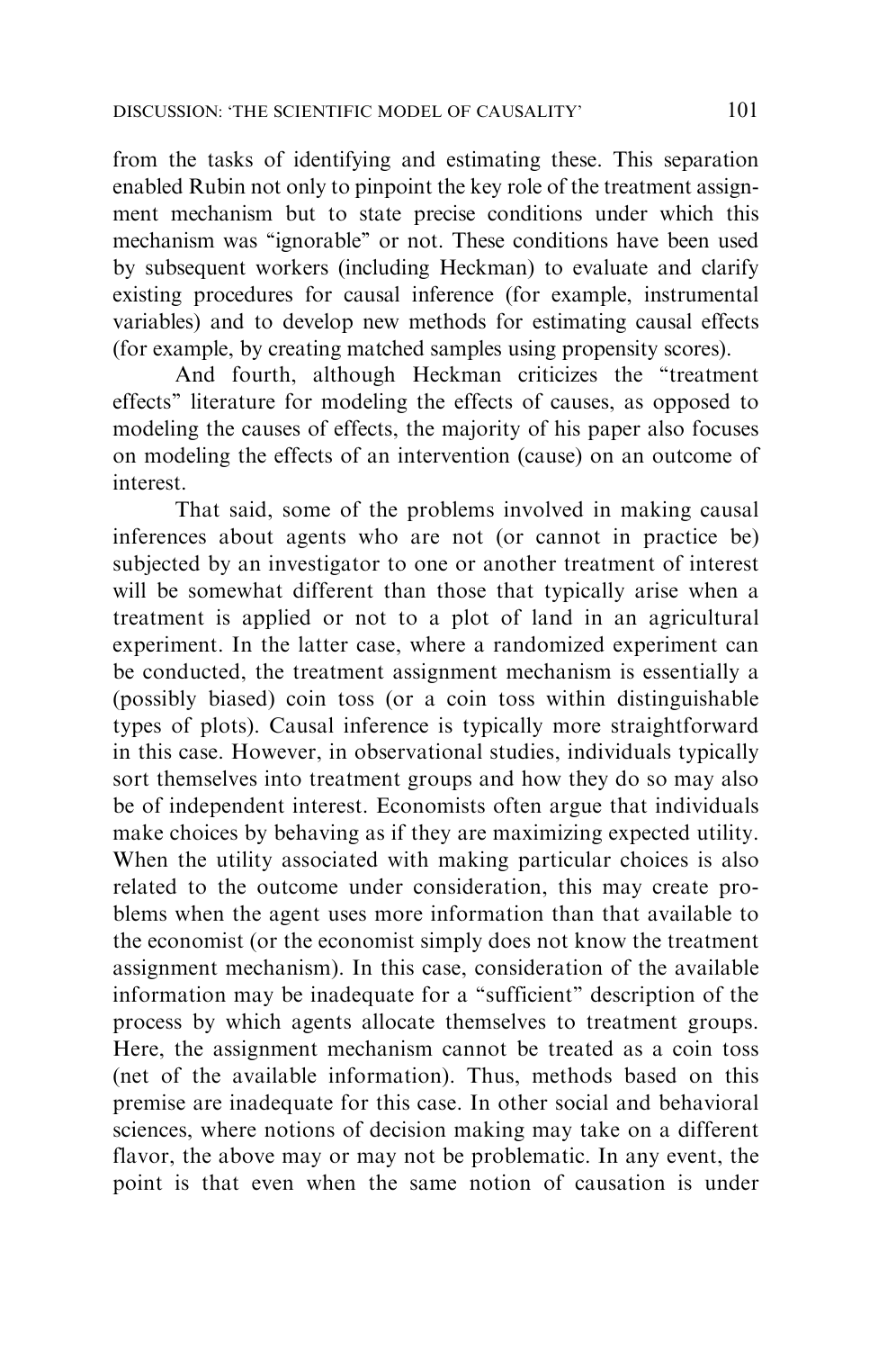from the tasks of identifying and estimating these. This separation enabled Rubin not only to pinpoint the key role of the treatment assignment mechanism but to state precise conditions under which this mechanism was "ignorable" or not. These conditions have been used by subsequent workers (including Heckman) to evaluate and clarify existing procedures for causal inference (for example, instrumental variables) and to develop new methods for estimating causal effects (for example, by creating matched samples using propensity scores).

And fourth, although Heckman criticizes the "treatment effects" literature for modeling the effects of causes, as opposed to modeling the causes of effects, the majority of his paper also focuses on modeling the effects of an intervention (cause) on an outcome of interest.

That said, some of the problems involved in making causal inferences about agents who are not (or cannot in practice be) subjected by an investigator to one or another treatment of interest will be somewhat different than those that typically arise when a treatment is applied or not to a plot of land in an agricultural experiment. In the latter case, where a randomized experiment can be conducted, the treatment assignment mechanism is essentially a (possibly biased) coin toss (or a coin toss within distinguishable types of plots). Causal inference is typically more straightforward in this case. However, in observational studies, individuals typically sort themselves into treatment groups and how they do so may also be of independent interest. Economists often argue that individuals make choices by behaving as if they are maximizing expected utility. When the utility associated with making particular choices is also related to the outcome under consideration, this may create problems when the agent uses more information than that available to the economist (or the economist simply does not know the treatment assignment mechanism). In this case, consideration of the available information may be inadequate for a "sufficient" description of the process by which agents allocate themselves to treatment groups. Here, the assignment mechanism cannot be treated as a coin toss (net of the available information). Thus, methods based on this premise are inadequate for this case. In other social and behavioral sciences, where notions of decision making may take on a different flavor, the above may or may not be problematic. In any event, the point is that even when the same notion of causation is under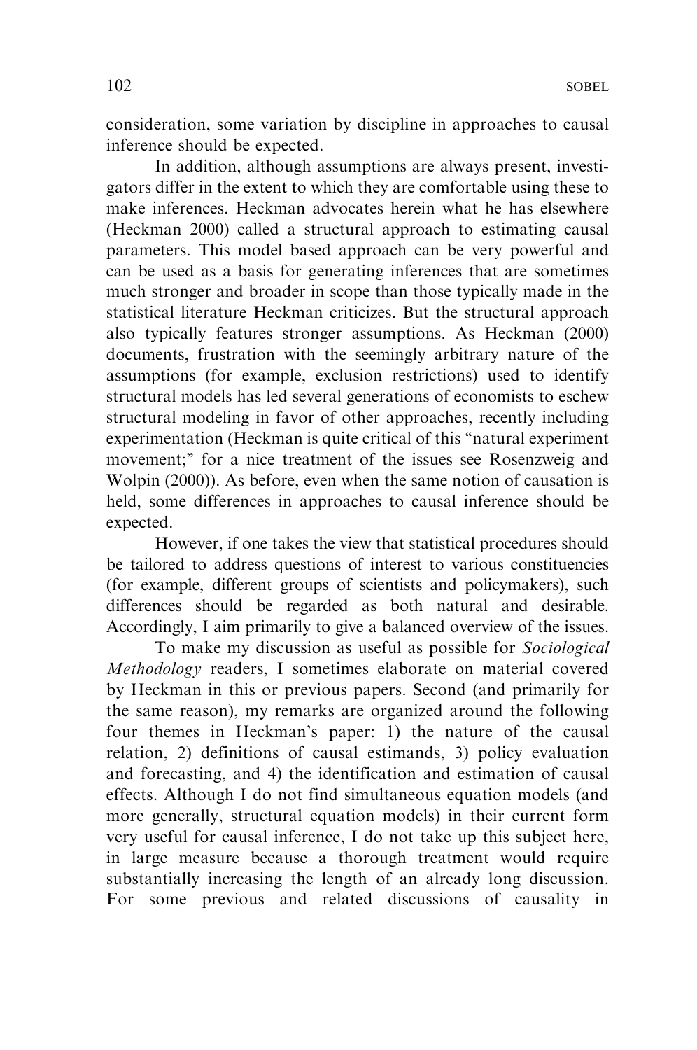consideration, some variation by discipline in approaches to causal inference should be expected.

In addition, although assumptions are always present, investigators differ in the extent to which they are comfortable using these to make inferences. Heckman advocates herein what he has elsewhere (Heckman 2000) called a structural approach to estimating causal parameters. This model based approach can be very powerful and can be used as a basis for generating inferences that are sometimes much stronger and broader in scope than those typically made in the statistical literature Heckman criticizes. But the structural approach also typically features stronger assumptions. As Heckman (2000) documents, frustration with the seemingly arbitrary nature of the assumptions (for example, exclusion restrictions) used to identify structural models has led several generations of economists to eschew structural modeling in favor of other approaches, recently including experimentation (Heckman is quite critical of this "natural experiment movement;" for a nice treatment of the issues see Rosenzweig and Wolpin (2000)). As before, even when the same notion of causation is held, some differences in approaches to causal inference should be expected.

However, if one takes the view that statistical procedures should be tailored to address questions of interest to various constituencies (for example, different groups of scientists and policymakers), such differences should be regarded as both natural and desirable. Accordingly, I aim primarily to give a balanced overview of the issues.

To make my discussion as useful as possible for *Sociological Methodology* readers, I sometimes elaborate on material covered by Heckman in this or previous papers. Second (and primarily for the same reason), my remarks are organized around the following four themes in Heckman's paper: 1) the nature of the causal relation, 2) definitions of causal estimands, 3) policy evaluation and forecasting, and 4) the identification and estimation of causal effects. Although I do not find simultaneous equation models (and more generally, structural equation models) in their current form very useful for causal inference, I do not take up this subject here, in large measure because a thorough treatment would require substantially increasing the length of an already long discussion. For some previous and related discussions of causality in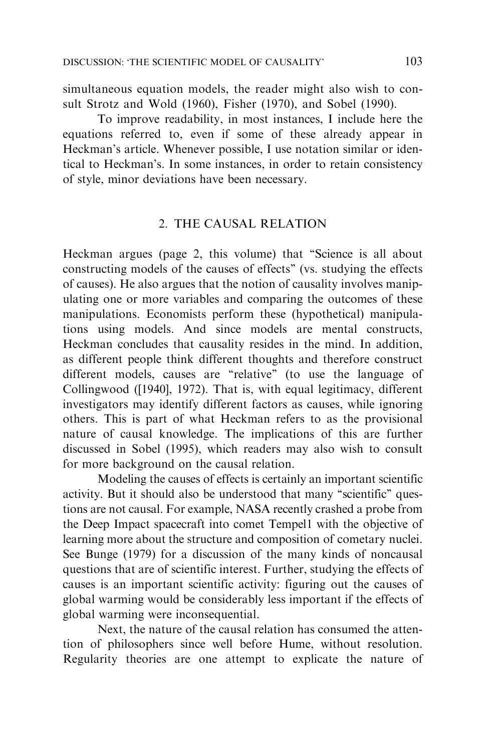simultaneous equation models, the reader might also wish to consult Strotz and Wold (1960), Fisher (1970), and Sobel (1990).

To improve readability, in most instances, I include here the equations referred to, even if some of these already appear in Heckman's article. Whenever possible, I use notation similar or identical to Heckman's. In some instances, in order to retain consistency of style, minor deviations have been necessary.

## 2. THE CAUSAL RELATION

Heckman argues (page 2, this volume) that "Science is all about constructing models of the causes of effects" (vs. studying the effects of causes). He also argues that the notion of causality involves manipulating one or more variables and comparing the outcomes of these manipulations. Economists perform these (hypothetical) manipulations using models. And since models are mental constructs, Heckman concludes that causality resides in the mind. In addition, as different people think different thoughts and therefore construct different models, causes are "relative" (to use the language of Collingwood ([1940], 1972). That is, with equal legitimacy, different investigators may identify different factors as causes, while ignoring others. This is part of what Heckman refers to as the provisional nature of causal knowledge. The implications of this are further discussed in Sobel (1995), which readers may also wish to consult for more background on the causal relation.

Modeling the causes of effects is certainly an important scientific activity. But it should also be understood that many "scientific" questions are not causal. For example, NASA recently crashed a probe from the Deep Impact spacecraft into comet Tempel1 with the objective of learning more about the structure and composition of cometary nuclei. See Bunge (1979) for a discussion of the many kinds of noncausal questions that are of scientific interest. Further, studying the effects of causes is an important scientific activity: figuring out the causes of global warming would be considerably less important if the effects of global warming were inconsequential.

Next, the nature of the causal relation has consumed the attention of philosophers since well before Hume, without resolution. Regularity theories are one attempt to explicate the nature of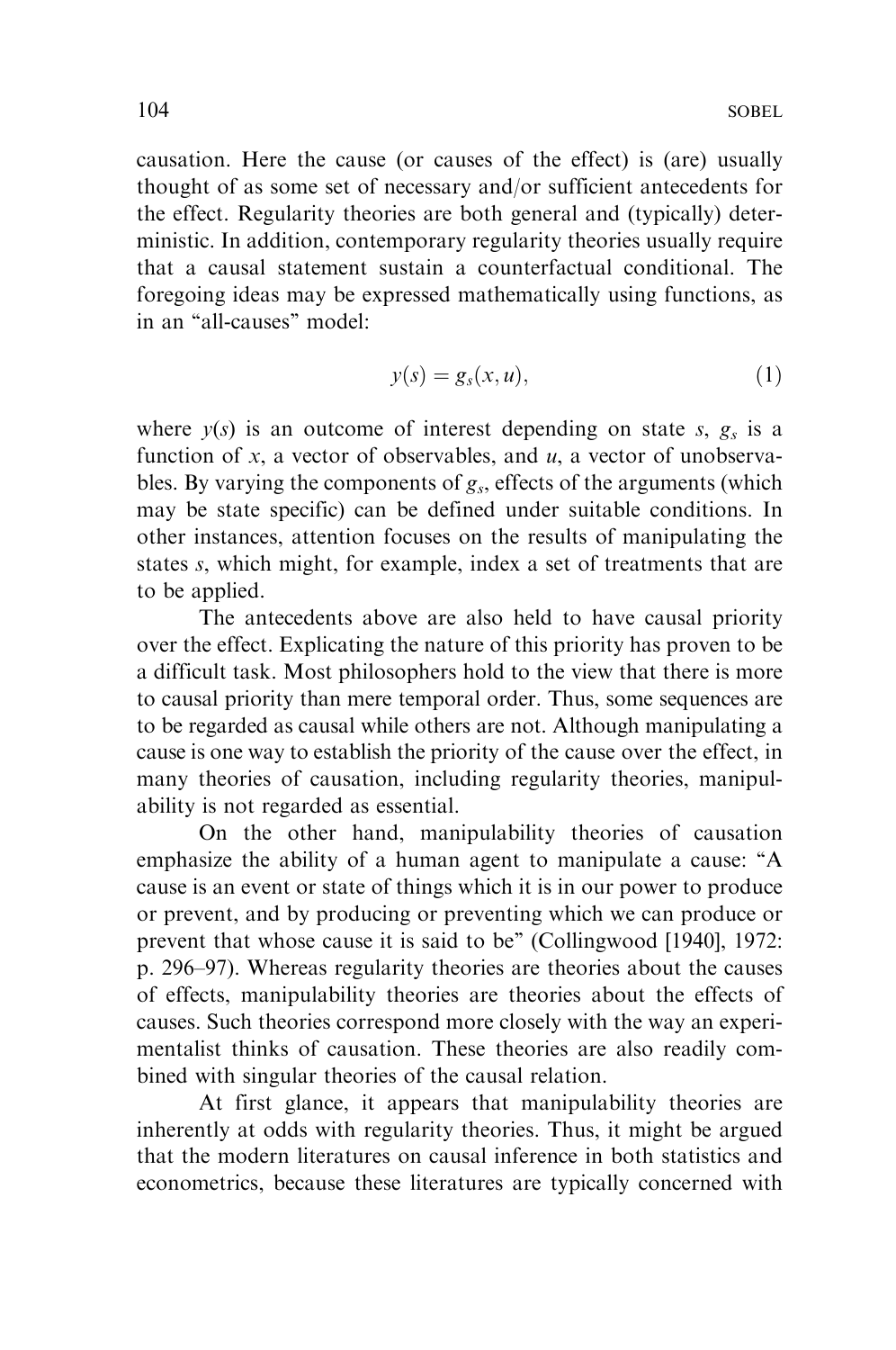causation. Here the cause (or causes of the effect) is (are) usually thought of as some set of necessary and/or sufficient antecedents for the effect. Regularity theories are both general and (typically) deterministic. In addition, contemporary regularity theories usually require that a causal statement sustain a counterfactual conditional. The foregoing ideas may be expressed mathematically using functions, as in an "all-causes" model:

$$y(s) = g_s(x, u), \tag{1}$$

where $y(s)$ is an outcome of interest depending on state $s$, $g_s$ is a function of $x$, a vector of observables, and $u$, a vector of unobservables. By varying the components of $g_s$, effects of the arguments (which may be state specific) can be defined under suitable conditions. In other instances, attention focuses on the results of manipulating the states $s$, which might, for example, index a set of treatments that are to be applied.

The antecedents above are also held to have causal priority over the effect. Explicating the nature of this priority has proven to be a difficult task. Most philosophers hold to the view that there is more to causal priority than mere temporal order. Thus, some sequences are to be regarded as causal while others are not. Although manipulating a cause is one way to establish the priority of the cause over the effect, in many theories of causation, including regularity theories, manipulability is not regarded as essential.

On the other hand, manipulability theories of causation emphasize the ability of a human agent to manipulate a cause: "A cause is an event or state of things which it is in our power to produce or prevent, and by producing or preventing which we can produce or prevent that whose cause it is said to be" (Collingwood [1940], 1972: p. 296–97). Whereas regularity theories are theories about the causes of effects, manipulability theories are theories about the effects of causes. Such theories correspond more closely with the way an experimentalist thinks of causation. These theories are also readily combined with singular theories of the causal relation.

At first glance, it appears that manipulability theories are inherently at odds with regularity theories. Thus, it might be argued that the modern literatures on causal inference in both statistics and econometrics, because these literatures are typically concerned with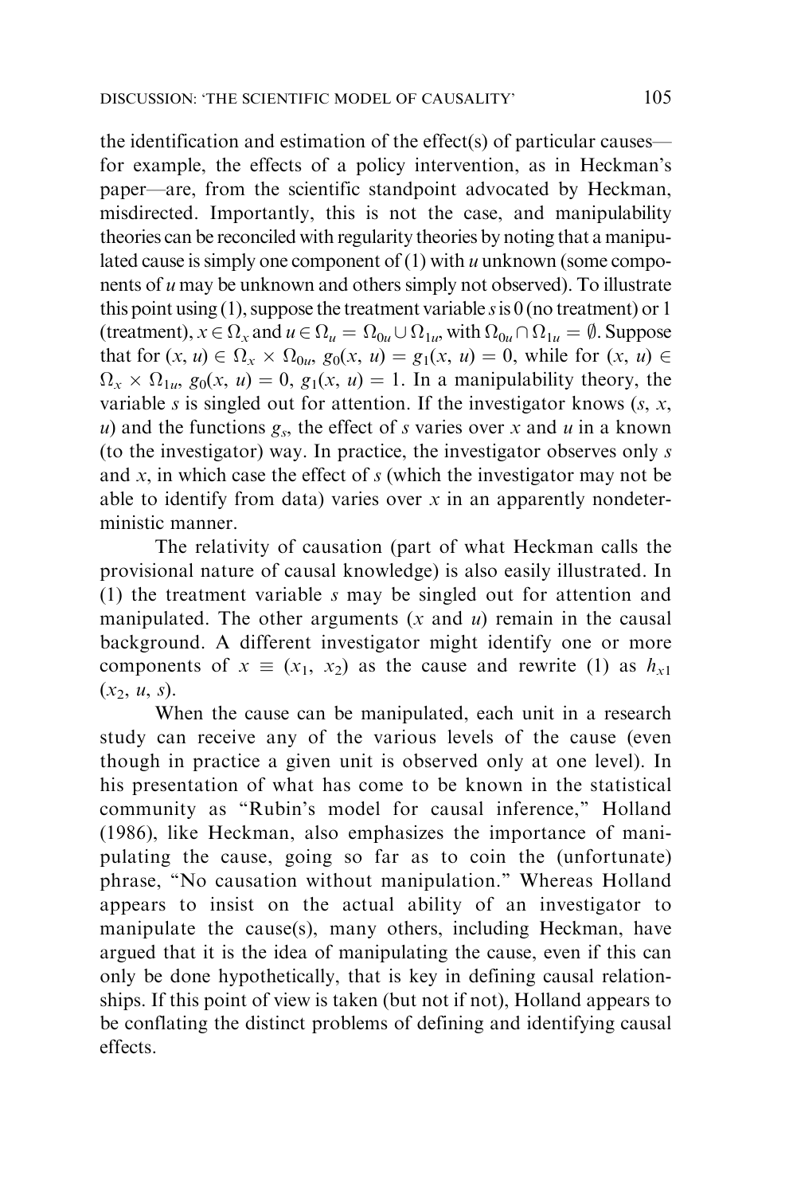the identification and estimation of the effect(s) of particular causes—for example, the effects of a policy intervention, as in Heckman's paper—are, from the scientific standpoint advocated by Heckman, misdirected. Importantly, this is not the case, and manipulability theories can be reconciled with regularity theories by noting that a manipulated cause is simply one component of (1) with $u$ unknown (some components of $u$ may be unknown and others simply not observed). To illustrate this point using (1), suppose the treatment variable $s$ is 0 (no treatment) or 1 (treatment), $x \in \Omega_x$ and $u \in \Omega_u = \Omega_{0u} \cup \Omega_{1u}$, with $\Omega_{0u} \cap \Omega_{1u} = \emptyset$. Suppose that for $(x, u) \in \Omega_x \times \Omega_{0u}$, $g_0(x, u) = g_1(x, u) = 0$, while for $(x, u) \in \Omega_x \times \Omega_{1u}$, $g_0(x, u) = 0$, $g_1(x, u) = 1$. In a manipulability theory, the variable $s$ is singled out for attention. If the investigator knows $(s, x, u)$ and the functions $g_s$, the effect of $s$ varies over $x$ and $u$ in a known (to the investigator) way. In practice, the investigator observes only $s$ and $x$, in which case the effect of $s$ (which the investigator may not be able to identify from data) varies over $x$ in an apparently nondeterministic manner.

The relativity of causation (part of what Heckman calls the provisional nature of causal knowledge) is also easily illustrated. In (1) the treatment variable $s$ may be singled out for attention and manipulated. The other arguments ($x$ and $u$) remain in the causal background. A different investigator might identify one or more components of $x \equiv (x_1, x_2)$ as the cause and rewrite (1) as $h_{x1}(x_2, u, s)$.

When the cause can be manipulated, each unit in a research study can receive any of the various levels of the cause (even though in practice a given unit is observed only at one level). In his presentation of what has come to be known in the statistical community as "Rubin's model for causal inference," Holland (1986), like Heckman, also emphasizes the importance of manipulating the cause, going so far as to coin the (unfortunate) phrase, "No causation without manipulation." Whereas Holland appears to insist on the actual ability of an investigator to manipulate the cause(s), many others, including Heckman, have argued that it is the idea of manipulating the cause, even if this can only be done hypothetically, that is key in defining causal relationships. If this point of view is taken (but not if not), Holland appears to be conflating the distinct problems of defining and identifying causal effects.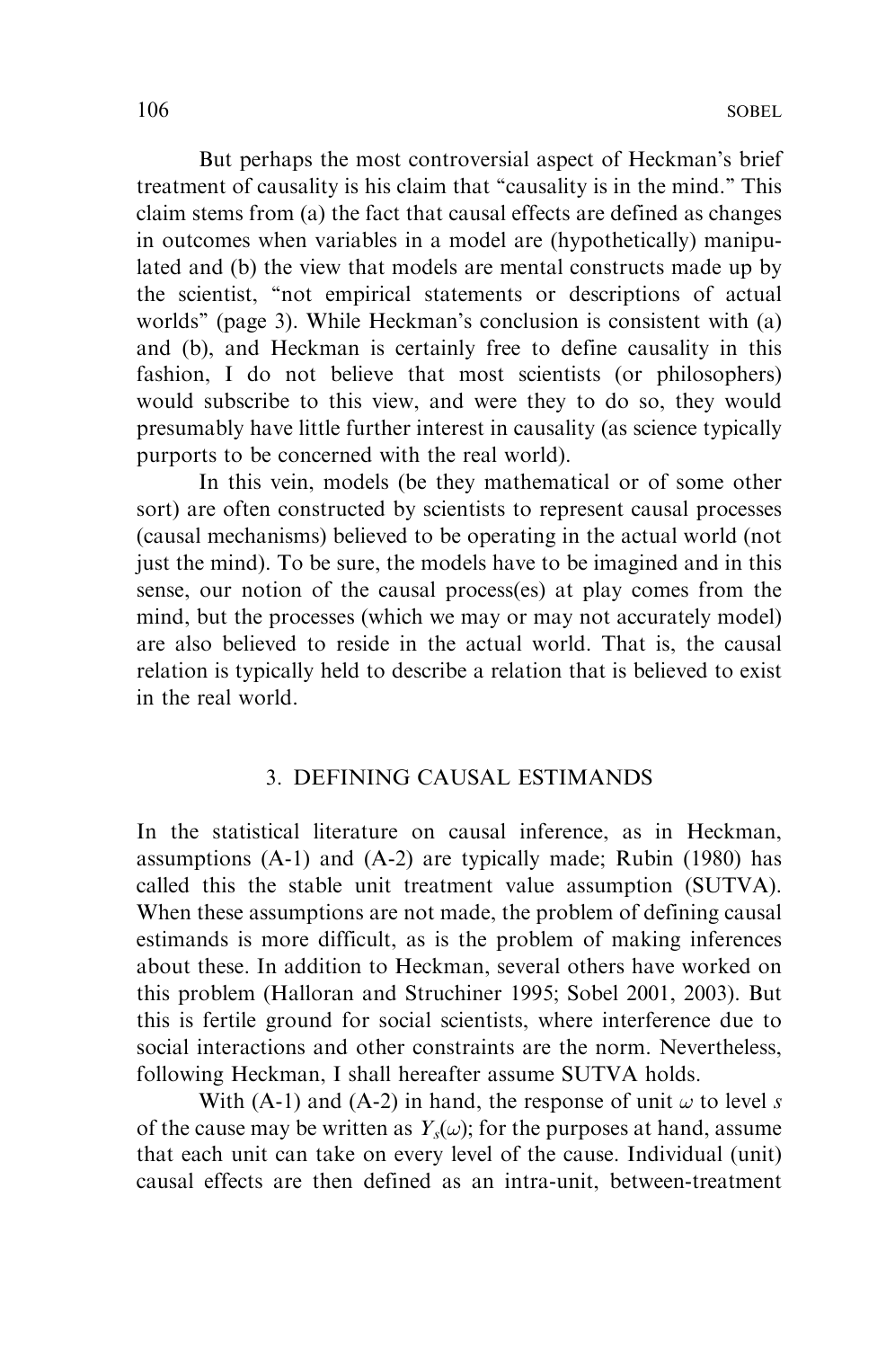But perhaps the most controversial aspect of Heckman's brief treatment of causality is his claim that "causality is in the mind." This claim stems from (a) the fact that causal effects are defined as changes in outcomes when variables in a model are (hypothetically) manipulated and (b) the view that models are mental constructs made up by the scientist, "not empirical statements or descriptions of actual worlds" (page 3). While Heckman's conclusion is consistent with (a) and (b), and Heckman is certainly free to define causality in this fashion, I do not believe that most scientists (or philosophers) would subscribe to this view, and were they to do so, they would presumably have little further interest in causality (as science typically purports to be concerned with the real world).

In this vein, models (be they mathematical or of some other sort) are often constructed by scientists to represent causal processes (causal mechanisms) believed to be operating in the actual world (not just the mind). To be sure, the models have to be imagined and in this sense, our notion of the causal process(es) at play comes from the mind, but the processes (which we may or may not accurately model) are also believed to reside in the actual world. That is, the causal relation is typically held to describe a relation that is believed to exist in the real world.

## 3. DEFINING CAUSAL ESTIMANDS

In the statistical literature on causal inference, as in Heckman, assumptions (A-1) and (A-2) are typically made; Rubin (1980) has called this the stable unit treatment value assumption (SUTVA). When these assumptions are not made, the problem of defining causal estimands is more difficult, as is the problem of making inferences about these. In addition to Heckman, several others have worked on this problem (Halloran and Struchiner 1995; Sobel 2001, 2003). But this is fertile ground for social scientists, where interference due to social interactions and other constraints are the norm. Nevertheless, following Heckman, I shall hereafter assume SUTVA holds.

With (A-1) and (A-2) in hand, the response of unit $\omega$ to level $s$ of the cause may be written as $Y_s(\omega)$; for the purposes at hand, assume that each unit can take on every level of the cause. Individual (unit) causal effects are then defined as an intra-unit, between-treatment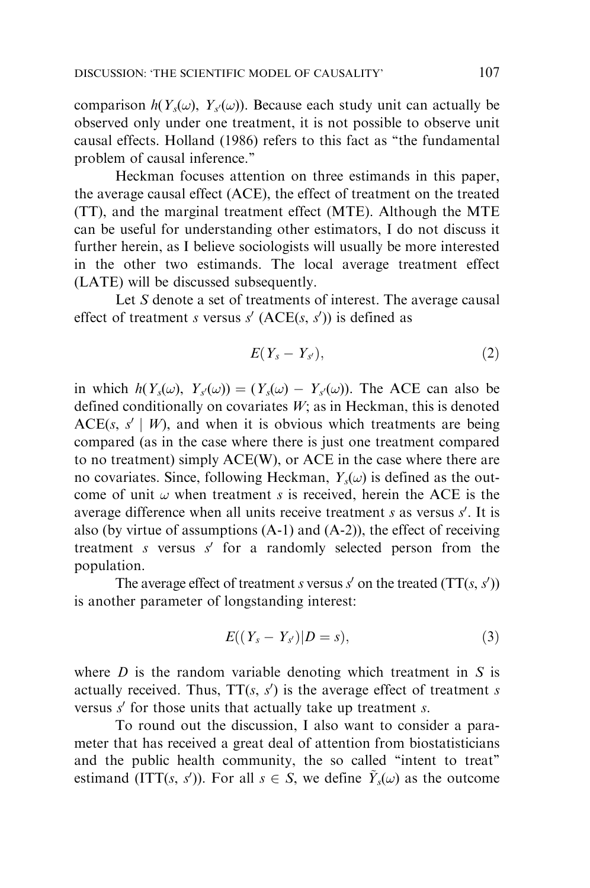comparison $h(Y_s(\omega), Y_{s'}(\omega))$. Because each study unit can actually be observed only under one treatment, it is not possible to observe unit causal effects. Holland (1986) refers to this fact as "the fundamental problem of causal inference."

Heckman focuses attention on three estimands in this paper, the average causal effect (ACE), the effect of treatment on the treated (TT), and the marginal treatment effect (MTE). Although the MTE can be useful for understanding other estimators, I do not discuss it further herein, as I believe sociologists will usually be more interested in the other two estimands. The local average treatment effect (LATE) will be discussed subsequently.

Let $S$ denote a set of treatments of interest. The average causal effect of treatment $s$ versus $s'$ (ACE($s$, $s'$)) is defined as

$$E(Y_s - Y_{s'}), \tag{2}$$

in which $h(Y_s(\omega), Y_{s'}(\omega)) = (Y_s(\omega) - Y_{s'}(\omega))$. The ACE can also be defined conditionally on covariates $W$; as in Heckman, this is denoted ACE($s$, $s' \mid W$), and when it is obvious which treatments are being compared (as in the case where there is just one treatment compared to no treatment) simply ACE(W), or ACE in the case where there are no covariates. Since, following Heckman, $Y_s(\omega)$ is defined as the outcome of unit $\omega$ when treatment $s$ is received, herein the ACE is the average difference when all units receive treatment $s$ as versus $s'$. It is also (by virtue of assumptions (A-1) and (A-2)), the effect of receiving treatment $s$ versus $s'$ for a randomly selected person from the population.

The average effect of treatment $s$ versus $s'$ on the treated (TT($s$, $s'$)) is another parameter of longstanding interest:

$$E((Y_s - Y_{s'})|D = s), \tag{3}$$

where $D$ is the random variable denoting which treatment in $S$ is actually received. Thus, TT($s$, $s'$) is the average effect of treatment $s$ versus $s'$ for those units that actually take up treatment $s$.

To round out the discussion, I also want to consider a parameter that has received a great deal of attention from biostatisticians and the public health community, the so called "intent to treat" estimand (ITT($s$, $s'$)). For all $s \in S$, we define $\tilde{Y}_s(\omega)$ as the outcome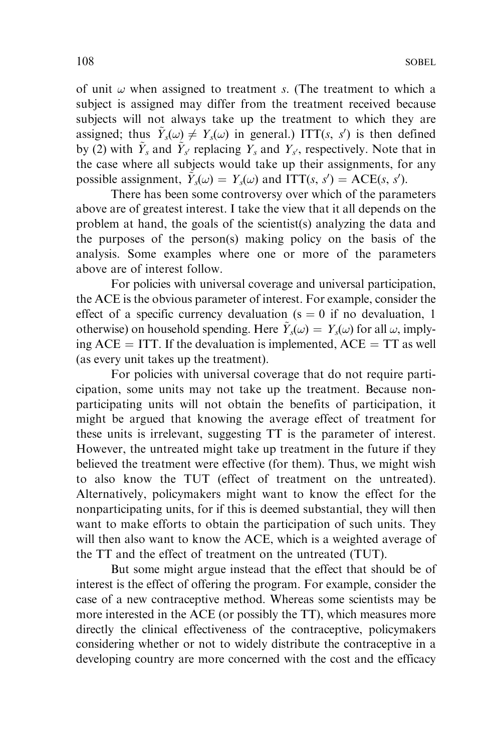of unit $\omega$ when assigned to treatment $s$. (The treatment to which a subject is assigned may differ from the treatment received because subjects will not always take up the treatment to which they are assigned; thus $\tilde{Y}_s(\omega) \neq Y_s(\omega)$ in general.) ITT($s$, $s'$) is then defined by (2) with $\tilde{Y}_s$ and $\tilde{Y}_{s'}$ replacing $Y_s$ and $Y_{s'}$, respectively. Note that in the case where all subjects would take up their assignments, for any possible assignment, $\tilde{Y}_s(\omega) = Y_s(\omega)$ and ITT($s$, $s'$) = ACE($s$, $s'$).

There has been some controversy over which of the parameters above are of greatest interest. I take the view that it all depends on the problem at hand, the goals of the scientist(s) analyzing the data and the purposes of the person(s) making policy on the basis of the analysis. Some examples where one or more of the parameters above are of interest follow.

For policies with universal coverage and universal participation, the ACE is the obvious parameter of interest. For example, consider the effect of a specific currency devaluation ($s = 0$ if no devaluation, 1 otherwise) on household spending. Here $\tilde{Y}_s(\omega) = Y_s(\omega)$ for all $\omega$, implying ACE = ITT. If the devaluation is implemented, ACE = TT as well (as every unit takes up the treatment).

For policies with universal coverage that do not require participation, some units may not take up the treatment. Because nonparticipating units will not obtain the benefits of participation, it might be argued that knowing the average effect of treatment for these units is irrelevant, suggesting TT is the parameter of interest. However, the untreated might take up treatment in the future if they believed the treatment were effective (for them). Thus, we might wish to also know the TUT (effect of treatment on the untreated). Alternatively, policymakers might want to know the effect for the nonparticipating units, for if this is deemed substantial, they will then want to make efforts to obtain the participation of such units. They will then also want to know the ACE, which is a weighted average of the TT and the effect of treatment on the untreated (TUT).

But some might argue instead that the effect that should be of interest is the effect of offering the program. For example, consider the case of a new contraceptive method. Whereas some scientists may be more interested in the ACE (or possibly the TT), which measures more directly the clinical effectiveness of the contraceptive, policymakers considering whether or not to widely distribute the contraceptive in a developing country are more concerned with the cost and the efficacy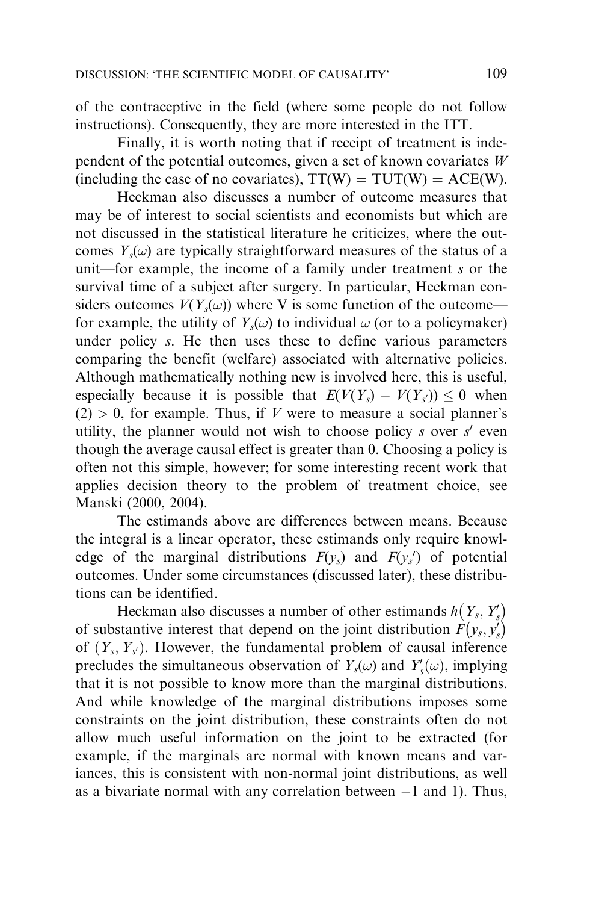of the contraceptive in the field (where some people do not follow instructions). Consequently, they are more interested in the ITT.

Finally, it is worth noting that if receipt of treatment is independent of the potential outcomes, given a set of known covariates $W$ (including the case of no covariates), TT(W) = TUT(W) = ACE(W).

Heckman also discusses a number of outcome measures that may be of interest to social scientists and economists but which are not discussed in the statistical literature he criticizes, where the outcomes $Y_s(\omega)$ are typically straightforward measures of the status of a unit—for example, the income of a family under treatment $s$ or the survival time of a subject after surgery. In particular, Heckman considers outcomes $V(Y_s(\omega))$ where V is some function of the outcome—for example, the utility of $Y_s(\omega)$ to individual $\omega$ (or to a policymaker) under policy $s$. He then uses these to define various parameters comparing the benefit (welfare) associated with alternative policies. Although mathematically nothing new is involved here, this is useful, especially because it is possible that $E(V(Y_s) - V(Y_{s'})) \leq 0$ when $(2) > 0$, for example. Thus, if $V$ were to measure a social planner's utility, the planner would not wish to choose policy $s$ over $s'$ even though the average causal effect is greater than 0. Choosing a policy is often not this simple, however; for some interesting recent work that applies decision theory to the problem of treatment choice, see Manski (2000, 2004).

The estimands above are differences between means. Because the integral is a linear operator, these estimands only require knowledge of the marginal distributions $F(y_s)$ and $F(y_s{}')$ of potential outcomes. Under some circumstances (discussed later), these distributions can be identified.

Heckman also discusses a number of other estimands $h(Y_s, Y_s')$ of substantive interest that depend on the joint distribution $F(y_s, y_s')$ of $(Y_s, Y_{s'})$. However, the fundamental problem of causal inference precludes the simultaneous observation of $Y_s(\omega)$ and $Y_s'(\omega)$, implying that it is not possible to know more than the marginal distributions. And while knowledge of the marginal distributions imposes some constraints on the joint distribution, these constraints often do not allow much useful information on the joint to be extracted (for example, if the marginals are normal with known means and variances, this is consistent with non-normal joint distributions, as well as a bivariate normal with any correlation between $-1$ and 1). Thus,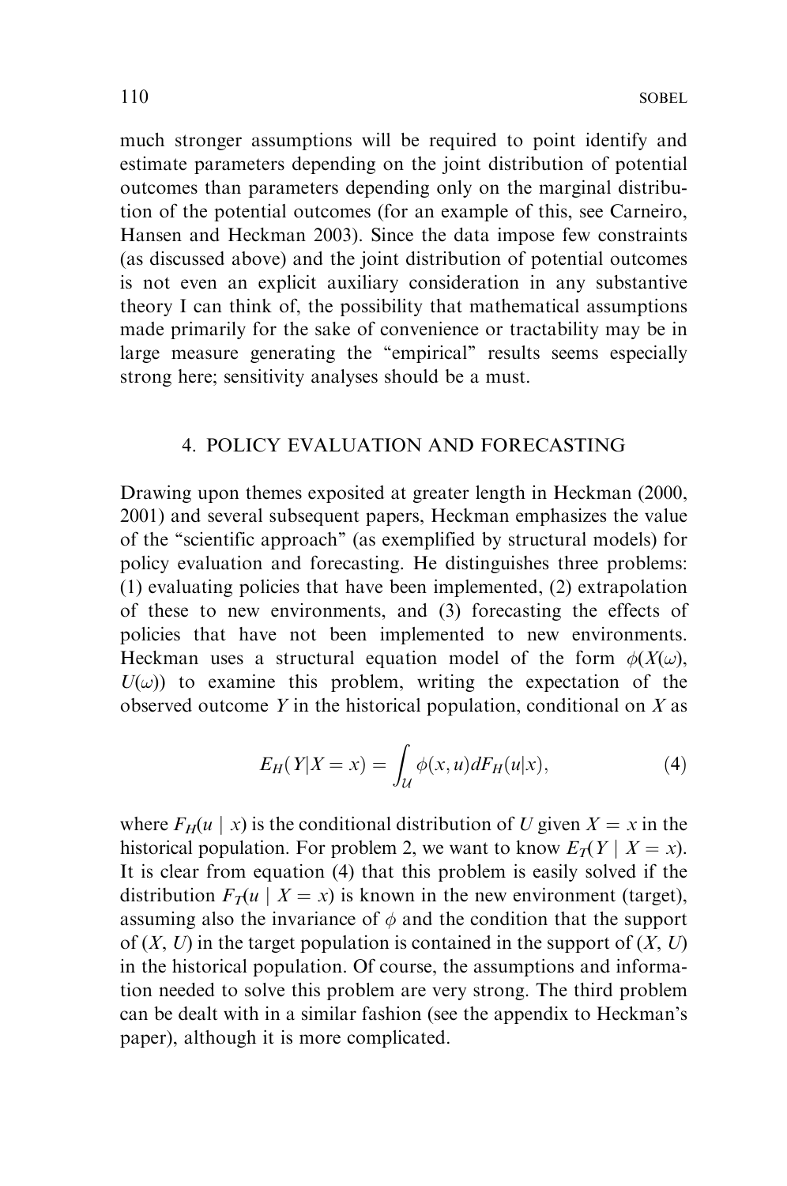much stronger assumptions will be required to point identify and estimate parameters depending on the joint distribution of potential outcomes than parameters depending only on the marginal distribution of the potential outcomes (for an example of this, see Carneiro, Hansen and Heckman 2003). Since the data impose few constraints (as discussed above) and the joint distribution of potential outcomes is not even an explicit auxiliary consideration in any substantive theory I can think of, the possibility that mathematical assumptions made primarily for the sake of convenience or tractability may be in large measure generating the "empirical" results seems especially strong here; sensitivity analyses should be a must.

## 4. POLICY EVALUATION AND FORECASTING

Drawing upon themes exposited at greater length in Heckman (2000, 2001) and several subsequent papers, Heckman emphasizes the value of the "scientific approach" (as exemplified by structural models) for policy evaluation and forecasting. He distinguishes three problems: (1) evaluating policies that have been implemented, (2) extrapolation of these to new environments, and (3) forecasting the effects of policies that have not been implemented to new environments. Heckman uses a structural equation model of the form $\phi(X(\omega), U(\omega))$ to examine this problem, writing the expectation of the observed outcome $Y$ in the historical population, conditional on $X$ as

$$E_H(Y|X = x) = \int_{\mathcal{U}} \phi(x, u) dF_H(u|x), \tag{4}$$

where $F_H(u \mid x)$ is the conditional distribution of $U$ given $X = x$ in the historical population. For problem 2, we want to know $E_T(Y \mid X = x)$. It is clear from equation (4) that this problem is easily solved if the distribution $F_T(u \mid X = x)$ is known in the new environment (target), assuming also the invariance of $\phi$ and the condition that the support of $(X, U)$ in the target population is contained in the support of $(X, U)$ in the historical population. Of course, the assumptions and information needed to solve this problem are very strong. The third problem can be dealt with in a similar fashion (see the appendix to Heckman's paper), although it is more complicated.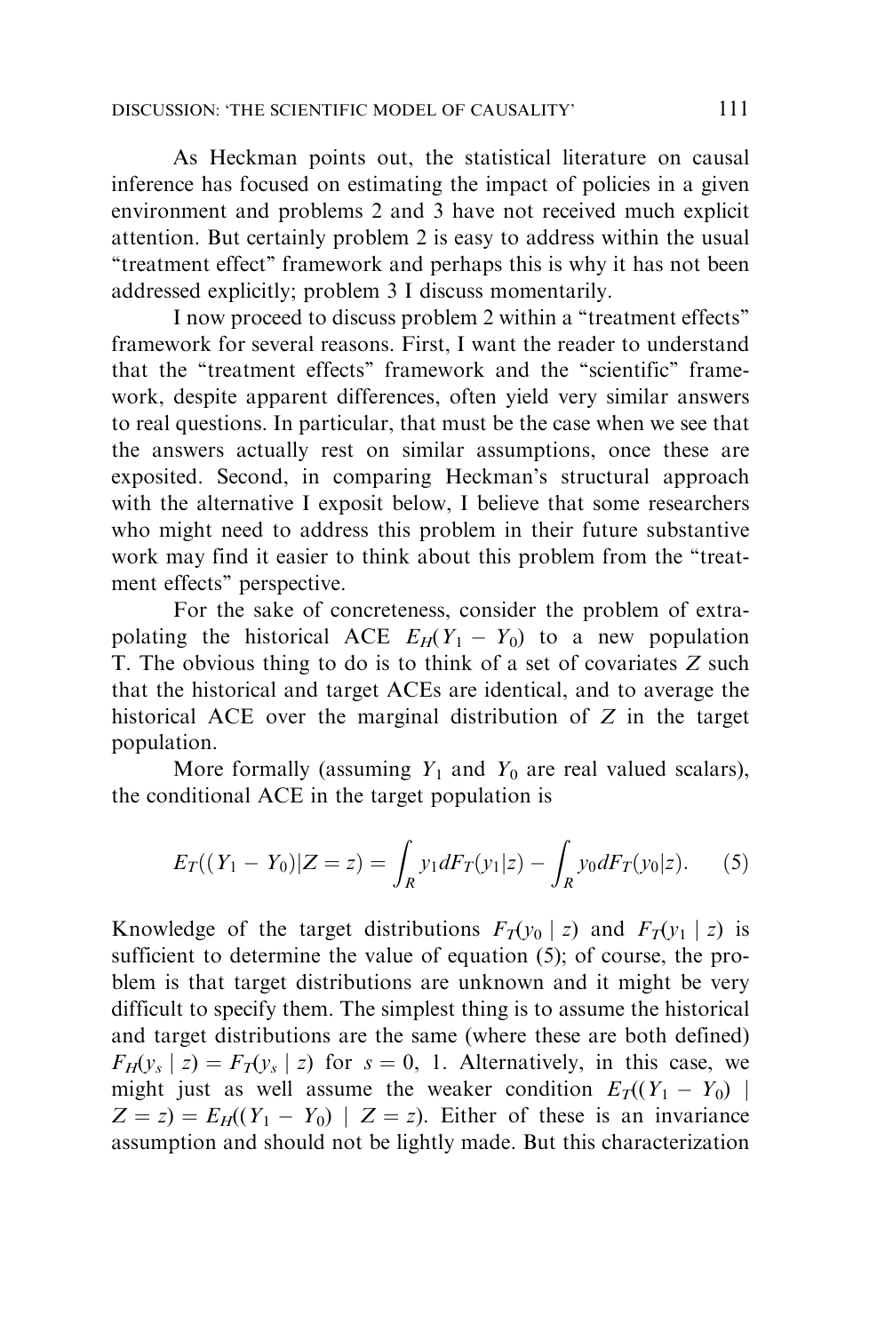As Heckman points out, the statistical literature on causal inference has focused on estimating the impact of policies in a given environment and problems 2 and 3 have not received much explicit attention. But certainly problem 2 is easy to address within the usual "treatment effect" framework and perhaps this is why it has not been addressed explicitly; problem 3 I discuss momentarily.

I now proceed to discuss problem 2 within a "treatment effects" framework for several reasons. First, I want the reader to understand that the "treatment effects" framework and the "scientific" framework, despite apparent differences, often yield very similar answers to real questions. In particular, that must be the case when we see that the answers actually rest on similar assumptions, once these are exposited. Second, in comparing Heckman's structural approach with the alternative I exposit below, I believe that some researchers who might need to address this problem in their future substantive work may find it easier to think about this problem from the "treatment effects" perspective.

For the sake of concreteness, consider the problem of extrapolating the historical ACE $E_H(Y_1 - Y_0)$ to a new population T. The obvious thing to do is to think of a set of covariates $Z$ such that the historical and target ACEs are identical, and to average the historical ACE over the marginal distribution of $Z$ in the target population.

More formally (assuming $Y_1$ and $Y_0$ are real valued scalars), the conditional ACE in the target population is

$$E_T((Y_1 - Y_0)|Z = z) = \int_R y_1 dF_T(y_1|z) - \int_R y_0 dF_T(y_0|z). \qquad (5)$$

Knowledge of the target distributions $F_T(y_0 \mid z)$ and $F_T(y_1 \mid z)$ is sufficient to determine the value of equation (5); of course, the problem is that target distributions are unknown and it might be very difficult to specify them. The simplest thing is to assume the historical and target distributions are the same (where these are both defined) $F_H(y_s \mid z) = F_T(y_s \mid z)$ for $s = 0, 1$. Alternatively, in this case, we might just as well assume the weaker condition $E_T((Y_1 - Y_0) \mid Z = z) = E_H((Y_1 - Y_0) \mid Z = z)$. Either of these is an invariance assumption and should not be lightly made. But this characterization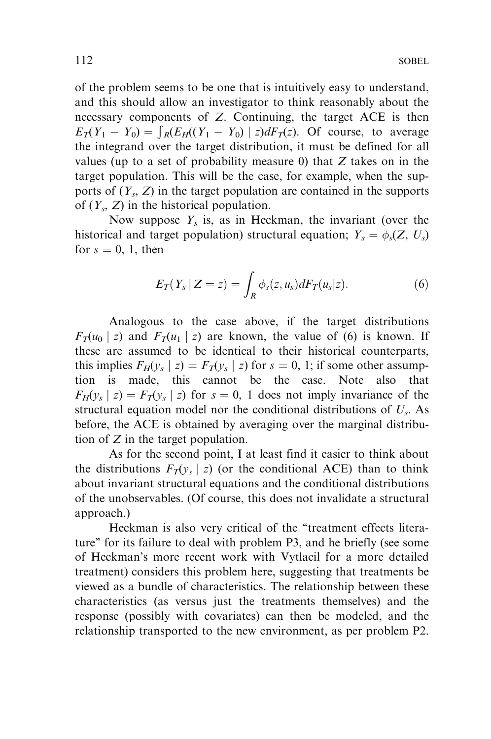of the problem seems to be one that is intuitively easy to understand, and this should allow an investigator to think reasonably about the necessary components of $Z$. Continuing, the target ACE is then $E_T(Y_1 - Y_0) = \int_R (E_H((Y_1 - Y_0) \mid z) dF_T(z)$. Of course, to average the integrand over the target distribution, it must be defined for all values (up to a set of probability measure 0) that $Z$ takes on in the target population. This will be the case, for example, when the supports of $(Y_s, Z)$ in the target population are contained in the supports of $(Y_s, Z)$ in the historical population.

Now suppose $Y_s$ is, as in Heckman, the invariant (over the historical and target population) structural equation; $Y_s = \phi_s(Z, U_s)$ for $s = 0, 1$, then

$$E_T(Y_s \mid Z = z) = \int_R \phi_s(z, u_s) dF_T(u_s|z). \tag{6}$$

Analogous to the case above, if the target distributions $F_T(u_0 \mid z)$ and $F_T(u_1 \mid z)$ are known, the value of (6) is known. If these are assumed to be identical to their historical counterparts, this implies $F_H(y_s \mid z) = F_T(y_s \mid z)$ for $s = 0, 1$; if some other assumption is made, this cannot be the case. Note also that $F_H(y_s \mid z) = F_T(y_s \mid z)$ for $s = 0, 1$ does not imply invariance of the structural equation model nor the conditional distributions of $U_s$. As before, the ACE is obtained by averaging over the marginal distribution of $Z$ in the target population.

As for the second point, I at least find it easier to think about the distributions $F_T(y_s \mid z)$ (or the conditional ACE) than to think about invariant structural equations and the conditional distributions of the unobservables. (Of course, this does not invalidate a structural approach.)

Heckman is also very critical of the "treatment effects literature" for its failure to deal with problem P3, and he briefly (see some of Heckman's more recent work with Vytlacil for a more detailed treatment) considers this problem here, suggesting that treatments be viewed as a bundle of characteristics. The relationship between these characteristics (as versus just the treatments themselves) and the response (possibly with covariates) can then be modeled, and the relationship transported to the new environment, as per problem P2.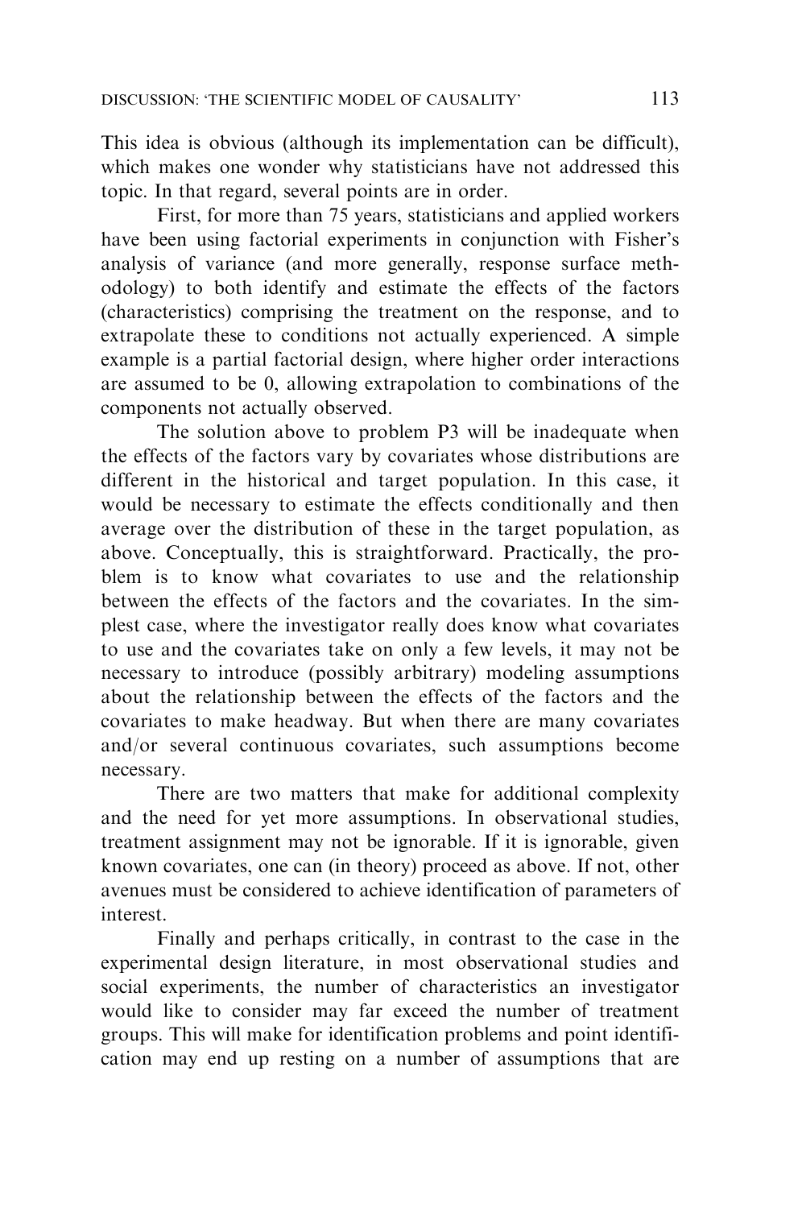This idea is obvious (although its implementation can be difficult), which makes one wonder why statisticians have not addressed this topic. In that regard, several points are in order.

First, for more than 75 years, statisticians and applied workers have been using factorial experiments in conjunction with Fisher's analysis of variance (and more generally, response surface methodology) to both identify and estimate the effects of the factors (characteristics) comprising the treatment on the response, and to extrapolate these to conditions not actually experienced. A simple example is a partial factorial design, where higher order interactions are assumed to be 0, allowing extrapolation to combinations of the components not actually observed.

The solution above to problem P3 will be inadequate when the effects of the factors vary by covariates whose distributions are different in the historical and target population. In this case, it would be necessary to estimate the effects conditionally and then average over the distribution of these in the target population, as above. Conceptually, this is straightforward. Practically, the problem is to know what covariates to use and the relationship between the effects of the factors and the covariates. In the simplest case, where the investigator really does know what covariates to use and the covariates take on only a few levels, it may not be necessary to introduce (possibly arbitrary) modeling assumptions about the relationship between the effects of the factors and the covariates to make headway. But when there are many covariates and/or several continuous covariates, such assumptions become necessary.

There are two matters that make for additional complexity and the need for yet more assumptions. In observational studies, treatment assignment may not be ignorable. If it is ignorable, given known covariates, one can (in theory) proceed as above. If not, other avenues must be considered to achieve identification of parameters of interest.

Finally and perhaps critically, in contrast to the case in the experimental design literature, in most observational studies and social experiments, the number of characteristics an investigator would like to consider may far exceed the number of treatment groups. This will make for identification problems and point identification may end up resting on a number of assumptions that are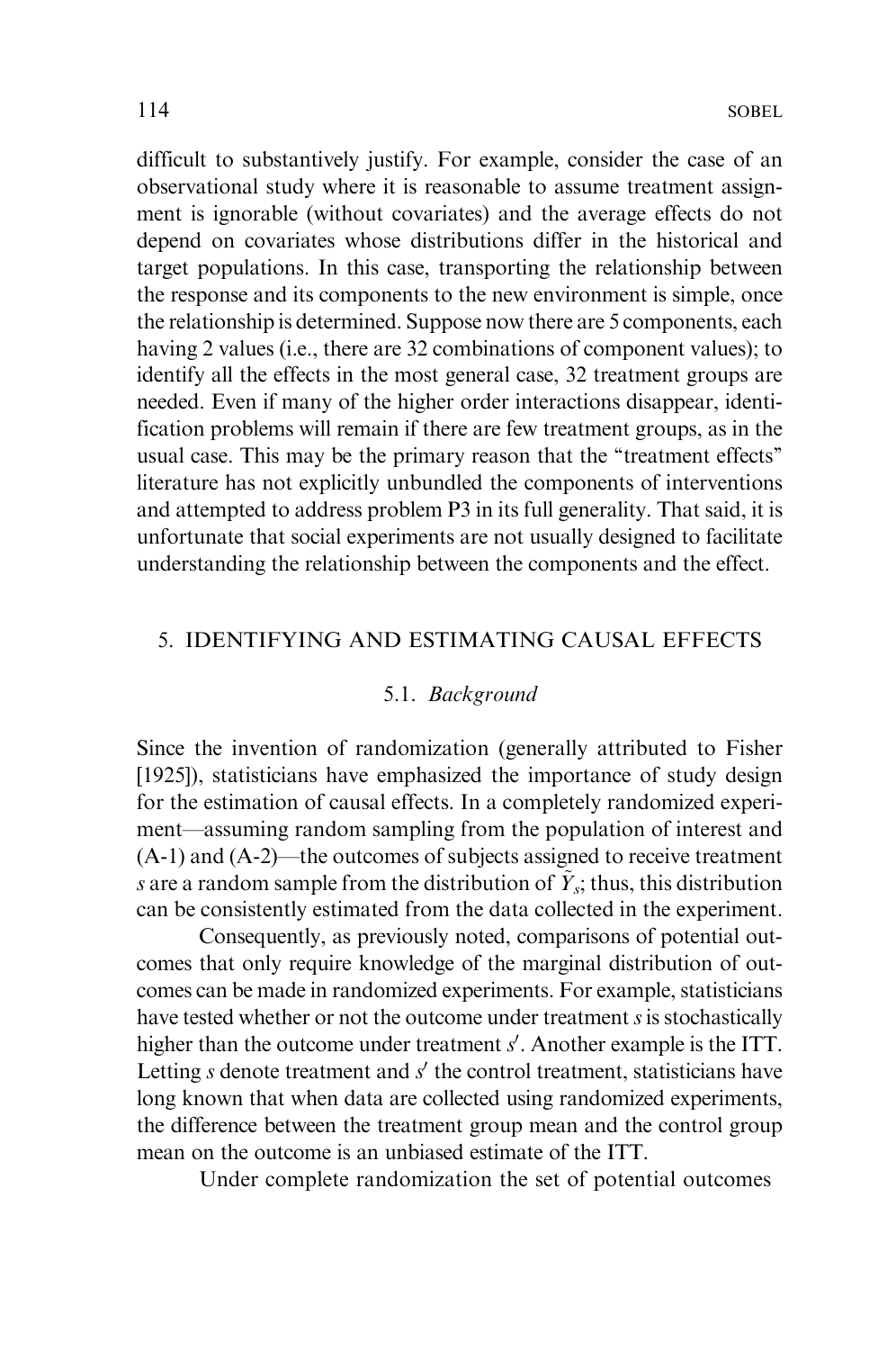difficult to substantively justify. For example, consider the case of an observational study where it is reasonable to assume treatment assignment is ignorable (without covariates) and the average effects do not depend on covariates whose distributions differ in the historical and target populations. In this case, transporting the relationship between the response and its components to the new environment is simple, once the relationship is determined. Suppose now there are 5 components, each having 2 values (i.e., there are 32 combinations of component values); to identify all the effects in the most general case, 32 treatment groups are needed. Even if many of the higher order interactions disappear, identification problems will remain if there are few treatment groups, as in the usual case. This may be the primary reason that the "treatment effects" literature has not explicitly unbundled the components of interventions and attempted to address problem P3 in its full generality. That said, it is unfortunate that social experiments are not usually designed to facilitate understanding the relationship between the components and the effect.

## 5. IDENTIFYING AND ESTIMATING CAUSAL EFFECTS

### 5.1. *Background*

Since the invention of randomization (generally attributed to Fisher [1925]), statisticians have emphasized the importance of study design for the estimation of causal effects. In a completely randomized experiment—assuming random sampling from the population of interest and (A-1) and (A-2)—the outcomes of subjects assigned to receive treatment $s$ are a random sample from the distribution of $\tilde{Y}_s$; thus, this distribution can be consistently estimated from the data collected in the experiment.

Consequently, as previously noted, comparisons of potential outcomes that only require knowledge of the marginal distribution of outcomes can be made in randomized experiments. For example, statisticians have tested whether or not the outcome under treatment $s$ is stochastically higher than the outcome under treatment $s'$. Another example is the ITT. Letting $s$ denote treatment and $s'$ the control treatment, statisticians have long known that when data are collected using randomized experiments, the difference between the treatment group mean and the control group mean on the outcome is an unbiased estimate of the ITT.

Under complete randomization the set of potential outcomes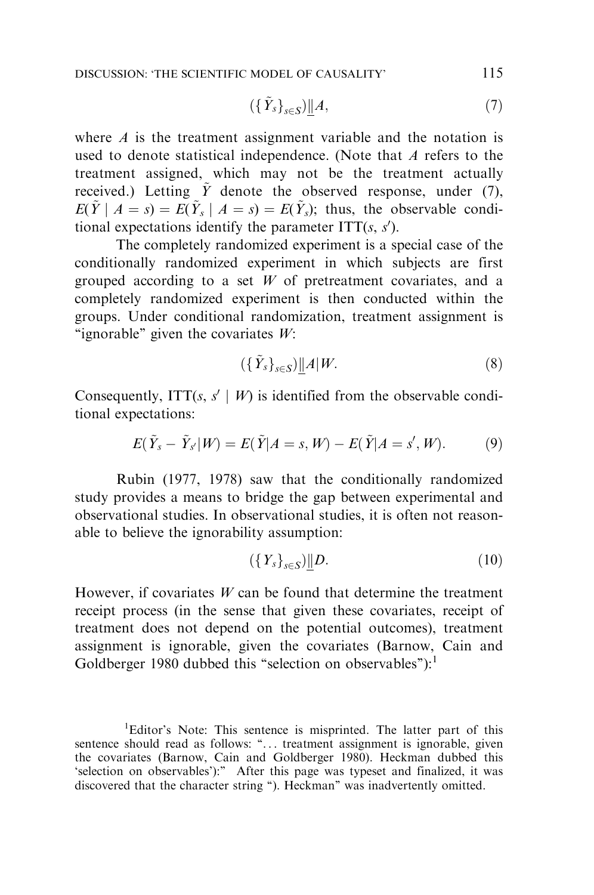$$(\{\tilde{Y}_s\}_{s \in S}) \perp\!\!\!\perp A, \tag{7}$$

where $A$ is the treatment assignment variable and the notation is used to denote statistical independence. (Note that $A$ refers to the treatment assigned, which may not be the treatment actually received.) Letting $\tilde{Y}$ denote the observed response, under (7), $E(\tilde{Y} \mid A = s) = E(\tilde{Y}_s \mid A = s) = E(\tilde{Y}_s)$; thus, the observable conditional expectations identify the parameter ITT($s$, $s'$).

The completely randomized experiment is a special case of the conditionally randomized experiment in which subjects are first grouped according to a set $W$ of pretreatment covariates, and a completely randomized experiment is then conducted within the groups. Under conditional randomization, treatment assignment is "ignorable" given the covariates $W$:

$$(\{\tilde{Y}_s\}_{s \in S}) \perp\!\!\!\perp A | W. \tag{8}$$

Consequently, ITT($s$, $s' \mid W$) is identified from the observable conditional expectations:

$$E(\tilde{Y}_s - \tilde{Y}_{s'} | W) = E(\tilde{Y} | A = s, W) - E(\tilde{Y} | A = s', W). \tag{9}$$

Rubin (1977, 1978) saw that the conditionally randomized study provides a means to bridge the gap between experimental and observational studies. In observational studies, it is often not reasonable to believe the ignorability assumption:

$$(\{Y_s\}_{s \in S}) \perp\!\!\!\perp D. \tag{10}$$

However, if covariates $W$ can be found that determine the treatment receipt process (in the sense that given these covariates, receipt of treatment does not depend on the potential outcomes), treatment assignment is ignorable, given the covariates (Barnow, Cain and Goldberger 1980 dubbed this "selection on observables"):[1]

[1]Editor's Note: This sentence is misprinted. The latter part of this sentence should read as follows: "... treatment assignment is ignorable, given the covariates (Barnow, Cain and Goldberger 1980). Heckman dubbed this 'selection on observables'):" After this page was typeset and finalized, it was discovered that the character string "). Heckman" was inadvertently omitted.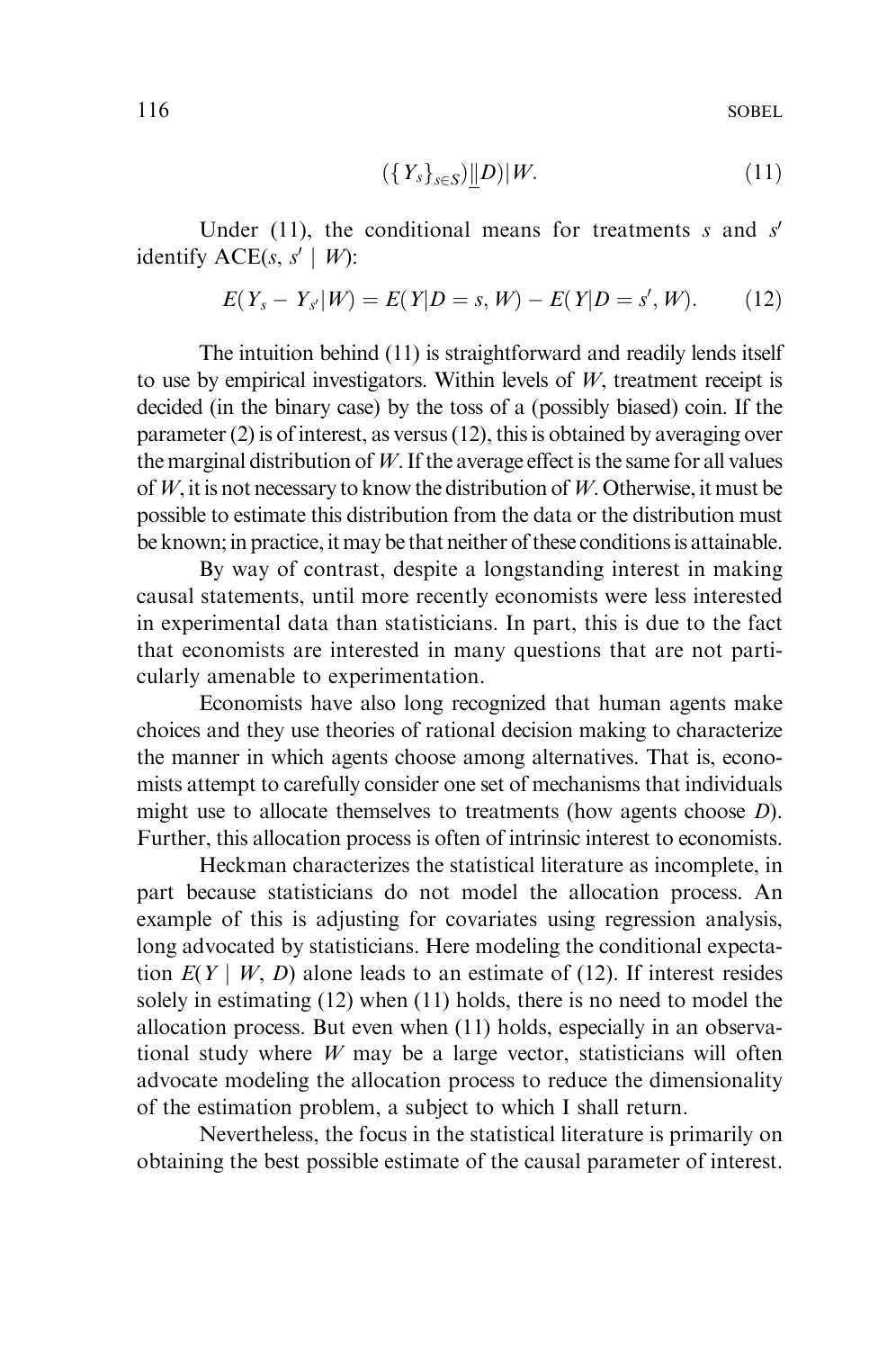$$(\{Y_s\}_{s \in S}) \perp\!\!\!\perp D) | W. \tag{11}$$

Under (11), the conditional means for treatments $s$ and $s'$ identify ACE($s$, $s'$ | $W$):

$$E(Y_s - Y_{s'} | W) = E(Y | D = s, W) - E(Y | D = s', W). \tag{12}$$

The intuition behind (11) is straightforward and readily lends itself to use by empirical investigators. Within levels of $W$, treatment receipt is decided (in the binary case) by the toss of a (possibly biased) coin. If the parameter (2) is of interest, as versus (12), this is obtained by averaging over the marginal distribution of $W$. If the average effect is the same for all values of $W$, it is not necessary to know the distribution of $W$. Otherwise, it must be possible to estimate this distribution from the data or the distribution must be known; in practice, it may be that neither of these conditions is attainable.

By way of contrast, despite a longstanding interest in making causal statements, until more recently economists were less interested in experimental data than statisticians. In part, this is due to the fact that economists are interested in many questions that are not particularly amenable to experimentation.

Economists have also long recognized that human agents make choices and they use theories of rational decision making to characterize the manner in which agents choose among alternatives. That is, economists attempt to carefully consider one set of mechanisms that individuals might use to allocate themselves to treatments (how agents choose $D$). Further, this allocation process is often of intrinsic interest to economists.

Heckman characterizes the statistical literature as incomplete, in part because statisticians do not model the allocation process. An example of this is adjusting for covariates using regression analysis, long advocated by statisticians. Here modeling the conditional expectation $E(Y \mid W, D)$ alone leads to an estimate of (12). If interest resides solely in estimating (12) when (11) holds, there is no need to model the allocation process. But even when (11) holds, especially in an observational study where $W$ may be a large vector, statisticians will often advocate modeling the allocation process to reduce the dimensionality of the estimation problem, a subject to which I shall return.

Nevertheless, the focus in the statistical literature is primarily on obtaining the best possible estimate of the causal parameter of interest.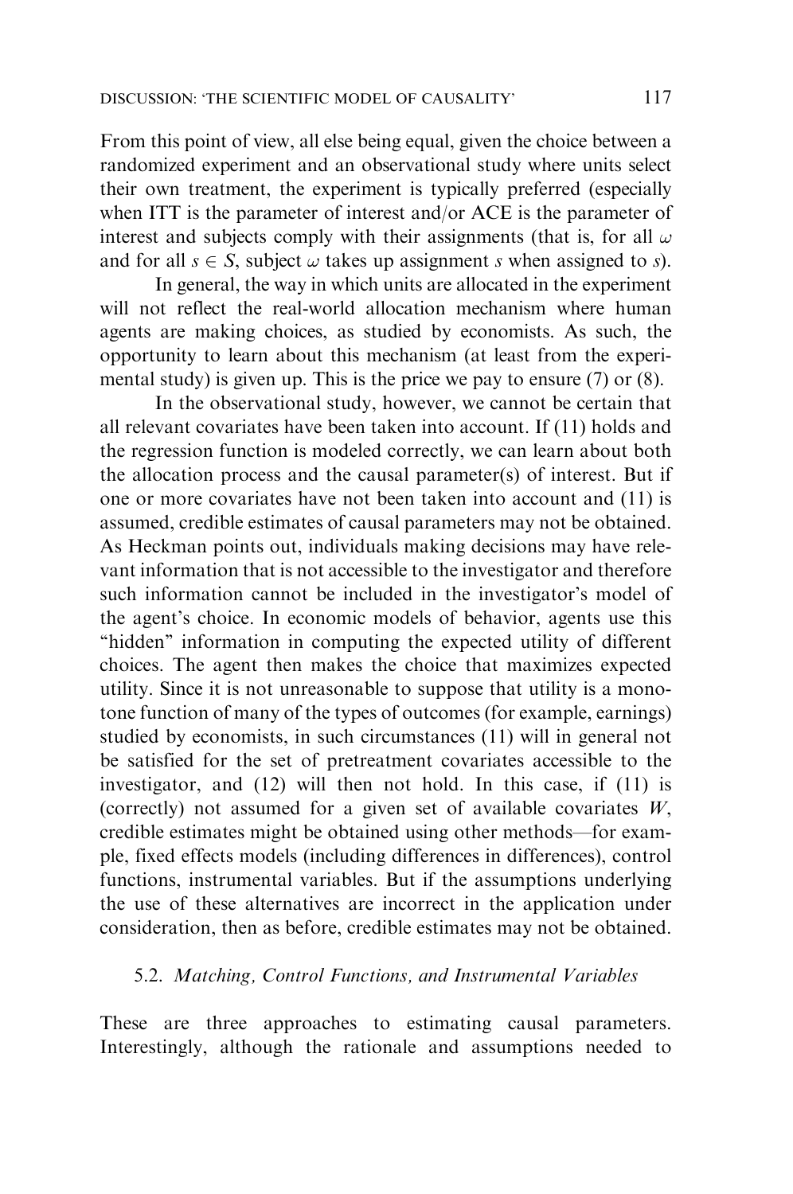From this point of view, all else being equal, given the choice between a randomized experiment and an observational study where units select their own treatment, the experiment is typically preferred (especially when ITT is the parameter of interest and/or ACE is the parameter of interest and subjects comply with their assignments (that is, for all $\omega$ and for all $s \in S$, subject $\omega$ takes up assignment $s$ when assigned to $s$).

In general, the way in which units are allocated in the experiment will not reflect the real-world allocation mechanism where human agents are making choices, as studied by economists. As such, the opportunity to learn about this mechanism (at least from the experimental study) is given up. This is the price we pay to ensure (7) or (8).

In the observational study, however, we cannot be certain that all relevant covariates have been taken into account. If (11) holds and the regression function is modeled correctly, we can learn about both the allocation process and the causal parameter(s) of interest. But if one or more covariates have not been taken into account and (11) is assumed, credible estimates of causal parameters may not be obtained. As Heckman points out, individuals making decisions may have relevant information that is not accessible to the investigator and therefore such information cannot be included in the investigator's model of the agent's choice. In economic models of behavior, agents use this "hidden" information in computing the expected utility of different choices. The agent then makes the choice that maximizes expected utility. Since it is not unreasonable to suppose that utility is a monotone function of many of the types of outcomes (for example, earnings) studied by economists, in such circumstances (11) will in general not be satisfied for the set of pretreatment covariates accessible to the investigator, and (12) will then not hold. In this case, if (11) is (correctly) not assumed for a given set of available covariates $W$, credible estimates might be obtained using other methods—for example, fixed effects models (including differences in differences), control functions, instrumental variables. But if the assumptions underlying the use of these alternatives are incorrect in the application under consideration, then as before, credible estimates may not be obtained.

### 5.2. *Matching, Control Functions, and Instrumental Variables*

These are three approaches to estimating causal parameters. Interestingly, although the rationale and assumptions needed to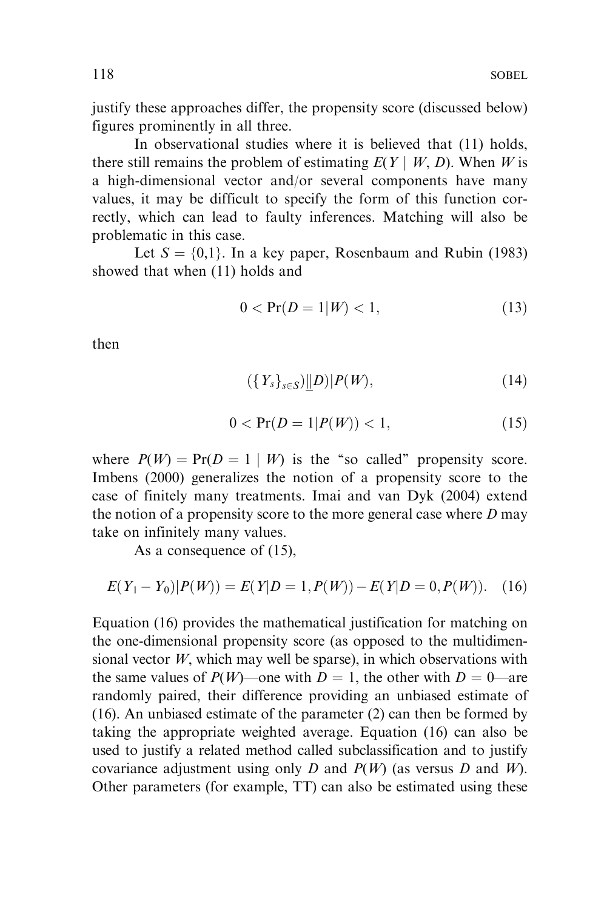justify these approaches differ, the propensity score (discussed below) figures prominently in all three.

In observational studies where it is believed that (11) holds, there still remains the problem of estimating $E(Y \mid W, D)$. When $W$ is a high-dimensional vector and/or several components have many values, it may be difficult to specify the form of this function correctly, which can lead to faulty inferences. Matching will also be problematic in this case.

Let $S = \{0,1\}$. In a key paper, Rosenbaum and Rubin (1983) showed that when (11) holds and

$$0 < \Pr(D = 1|W) < 1, \tag{13}$$

then

$$(\{Y_s\}_{s \in S}) \perp\!\!\!\perp D) | P(W), \tag{14}$$

$$0 < \Pr(D = 1|P(W)) < 1, \tag{15}$$

where $P(W) = \Pr(D = 1 \mid W)$ is the "so called" propensity score. Imbens (2000) generalizes the notion of a propensity score to the case of finitely many treatments. Imai and van Dyk (2004) extend the notion of a propensity score to the more general case where $D$ may take on infinitely many values.

As a consequence of (15),

$$E(Y_1 - Y_0)|P(W)) = E(Y|D = 1, P(W)) - E(Y|D = 0, P(W)). \tag{16}$$

Equation (16) provides the mathematical justification for matching on the one-dimensional propensity score (as opposed to the multidimensional vector $W$, which may well be sparse), in which observations with the same values of $P(W)$—one with $D = 1$, the other with $D = 0$—are randomly paired, their difference providing an unbiased estimate of (16). An unbiased estimate of the parameter (2) can then be formed by taking the appropriate weighted average. Equation (16) can also be used to justify a related method called subclassification and to justify covariance adjustment using only $D$ and $P(W)$ (as versus $D$ and $W$). Other parameters (for example, TT) can also be estimated using these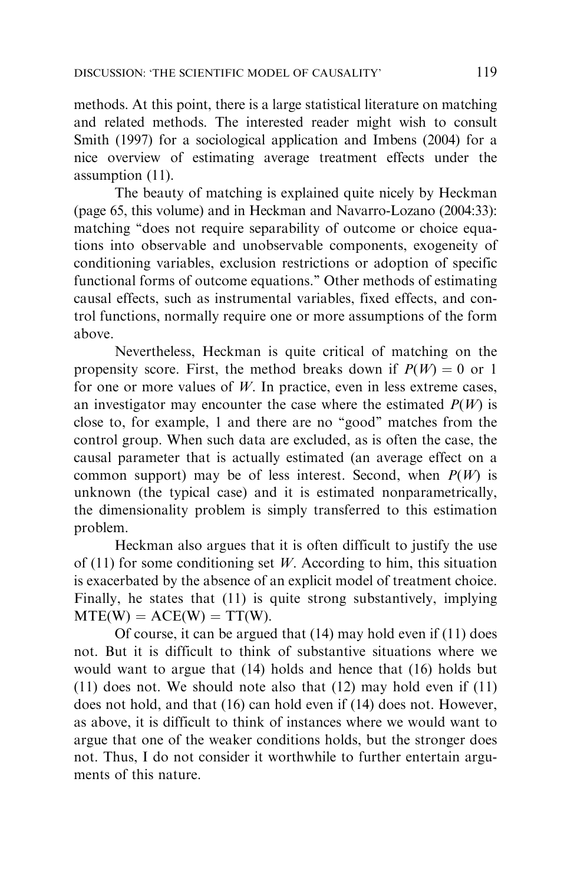methods. At this point, there is a large statistical literature on matching and related methods. The interested reader might wish to consult Smith (1997) for a sociological application and Imbens (2004) for a nice overview of estimating average treatment effects under the assumption (11).

The beauty of matching is explained quite nicely by Heckman (page 65, this volume) and in Heckman and Navarro-Lozano (2004:33): matching "does not require separability of outcome or choice equations into observable and unobservable components, exogeneity of conditioning variables, exclusion restrictions or adoption of specific functional forms of outcome equations." Other methods of estimating causal effects, such as instrumental variables, fixed effects, and control functions, normally require one or more assumptions of the form above.

Nevertheless, Heckman is quite critical of matching on the propensity score. First, the method breaks down if $P(W) = 0$ or 1 for one or more values of $W$. In practice, even in less extreme cases, an investigator may encounter the case where the estimated $P(W)$ is close to, for example, 1 and there are no "good" matches from the control group. When such data are excluded, as is often the case, the causal parameter that is actually estimated (an average effect on a common support) may be of less interest. Second, when $P(W)$ is unknown (the typical case) and it is estimated nonparametrically, the dimensionality problem is simply transferred to this estimation problem.

Heckman also argues that it is often difficult to justify the use of (11) for some conditioning set $W$. According to him, this situation is exacerbated by the absence of an explicit model of treatment choice. Finally, he states that (11) is quite strong substantively, implying $\mathrm{MTE(W)} = \mathrm{ACE(W)} = \mathrm{TT(W)}$.

Of course, it can be argued that (14) may hold even if (11) does not. But it is difficult to think of substantive situations where we would want to argue that (14) holds and hence that (16) holds but (11) does not. We should note also that (12) may hold even if (11) does not hold, and that (16) can hold even if (14) does not. However, as above, it is difficult to think of instances where we would want to argue that one of the weaker conditions holds, but the stronger does not. Thus, I do not consider it worthwhile to further entertain arguments of this nature.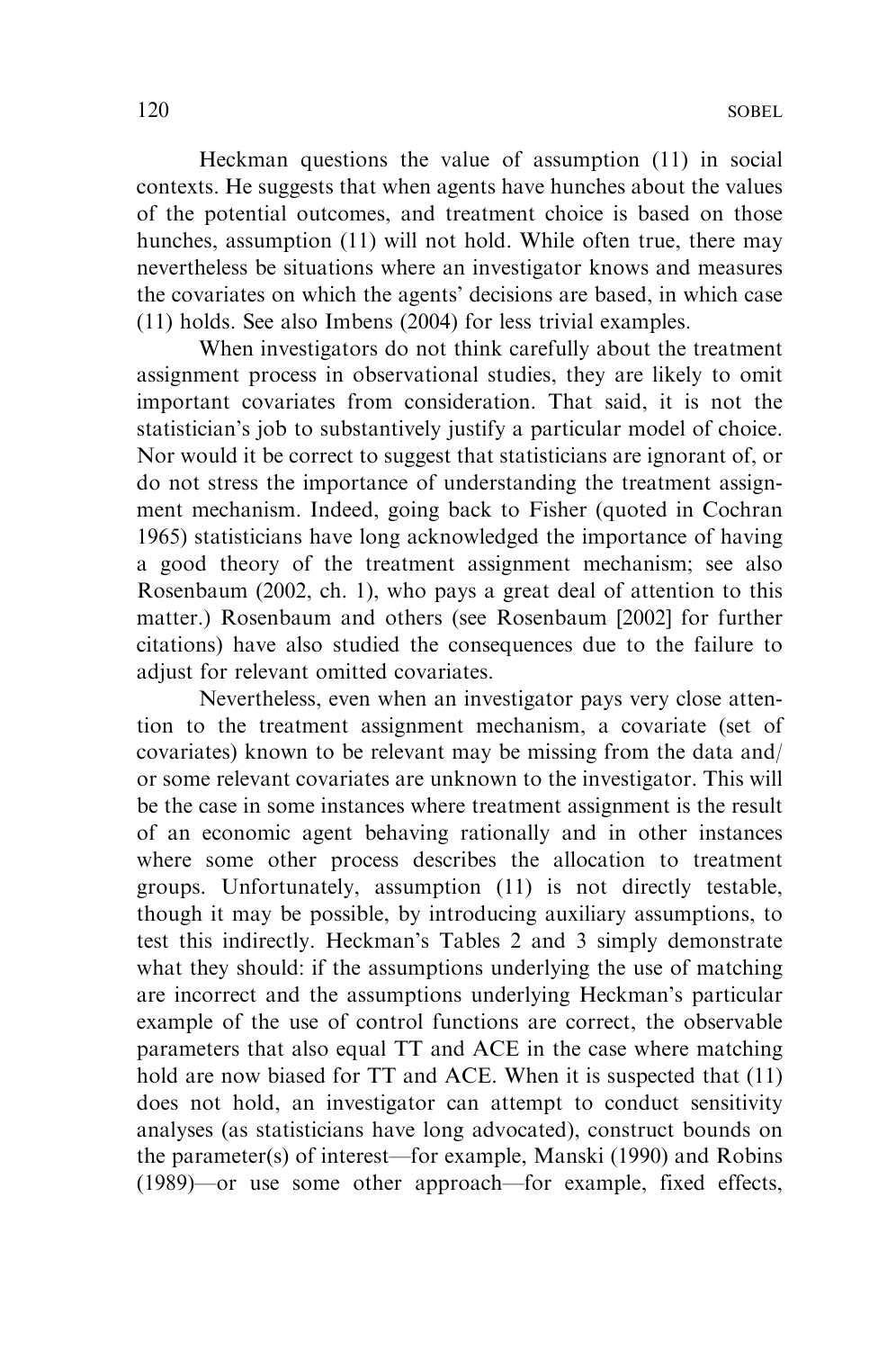Heckman questions the value of assumption (11) in social contexts. He suggests that when agents have hunches about the values of the potential outcomes, and treatment choice is based on those hunches, assumption (11) will not hold. While often true, there may nevertheless be situations where an investigator knows and measures the covariates on which the agents' decisions are based, in which case (11) holds. See also Imbens (2004) for less trivial examples.

When investigators do not think carefully about the treatment assignment process in observational studies, they are likely to omit important covariates from consideration. That said, it is not the statistician's job to substantively justify a particular model of choice. Nor would it be correct to suggest that statisticians are ignorant of, or do not stress the importance of understanding the treatment assignment mechanism. Indeed, going back to Fisher (quoted in Cochran 1965) statisticians have long acknowledged the importance of having a good theory of the treatment assignment mechanism; see also Rosenbaum (2002, ch. 1), who pays a great deal of attention to this matter.) Rosenbaum and others (see Rosenbaum [2002] for further citations) have also studied the consequences due to the failure to adjust for relevant omitted covariates.

Nevertheless, even when an investigator pays very close attention to the treatment assignment mechanism, a covariate (set of covariates) known to be relevant may be missing from the data and/or some relevant covariates are unknown to the investigator. This will be the case in some instances where treatment assignment is the result of an economic agent behaving rationally and in other instances where some other process describes the allocation to treatment groups. Unfortunately, assumption (11) is not directly testable, though it may be possible, by introducing auxiliary assumptions, to test this indirectly. Heckman's Tables 2 and 3 simply demonstrate what they should: if the assumptions underlying the use of matching are incorrect and the assumptions underlying Heckman's particular example of the use of control functions are correct, the observable parameters that also equal TT and ACE in the case where matching hold are now biased for TT and ACE. When it is suspected that (11) does not hold, an investigator can attempt to conduct sensitivity analyses (as statisticians have long advocated), construct bounds on the parameter(s) of interest—for example, Manski (1990) and Robins (1989)—or use some other approach—for example, fixed effects,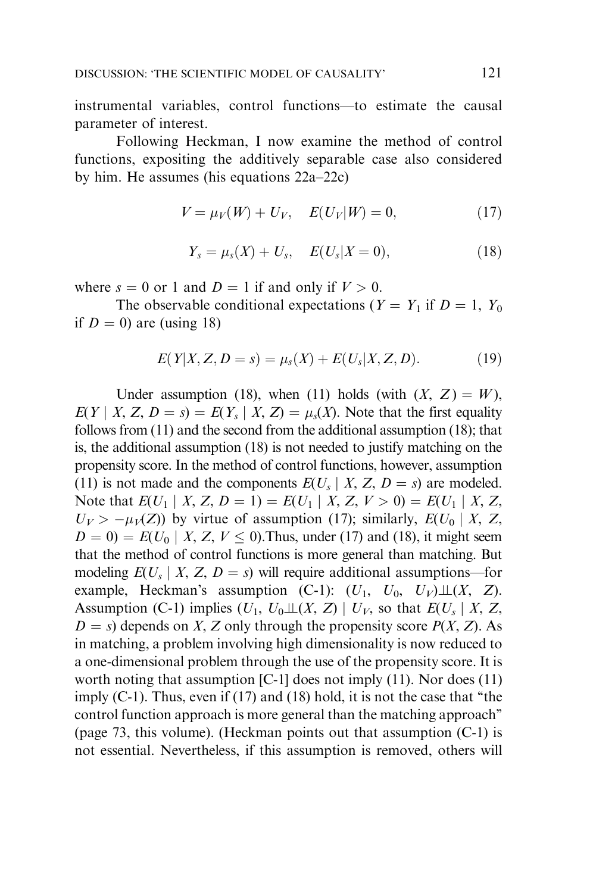instrumental variables, control functions—to estimate the causal parameter of interest.

Following Heckman, I now examine the method of control functions, expositing the additively separable case also considered by him. He assumes (his equations 22a–22c)

$$V = \mu_V(W) + U_V, \quad E(U_V|W) = 0, \tag{17}$$

$$Y_s = \mu_s(X) + U_s, \quad E(U_s|X = 0), \tag{18}$$

where $s = 0$ or 1 and $D = 1$ if and only if $V > 0$.

The observable conditional expectations ($Y = Y_1$ if $D = 1$, $Y_0$ if $D = 0$) are (using 18)

$$E(Y|X, Z, D = s) = \mu_s(X) + E(U_s|X, Z, D). \tag{19}$$

Under assumption (18), when (11) holds (with $(X, Z) = W$), $E(Y \mid X, Z, D = s) = E(Y_s \mid X, Z) = \mu_s(X)$. Note that the first equality follows from (11) and the second from the additional assumption (18); that is, the additional assumption (18) is not needed to justify matching on the propensity score. In the method of control functions, however, assumption (11) is not made and the components $E(U_s \mid X, Z, D = s)$ are modeled. Note that $E(U_1 \mid X, Z, D = 1) = E(U_1 \mid X, Z, V > 0) = E(U_1 \mid X, Z, U_V > -\mu_V(Z))$ by virtue of assumption (17); similarly, $E(U_0 \mid X, Z, D = 0) = E(U_0 \mid X, Z, V \leq 0)$.Thus, under (17) and (18), it might seem that the method of control functions is more general than matching. But modeling $E(U_s \mid X, Z, D = s)$ will require additional assumptions—for example, Heckman's assumption (C-1): $(U_1, U_0, U_V) \perp\!\!\!\perp (X, Z)$. Assumption (C-1) implies $(U_1, U_0 \perp\!\!\!\perp (X, Z) \mid U_V$, so that $E(U_s \mid X, Z, D = s)$ depends on $X$, $Z$ only through the propensity score $P(X, Z)$. As in matching, a problem involving high dimensionality is now reduced to a one-dimensional problem through the use of the propensity score. It is worth noting that assumption [C-1] does not imply (11). Nor does (11) imply (C-1). Thus, even if (17) and (18) hold, it is not the case that "the control function approach is more general than the matching approach" (page 73, this volume). (Heckman points out that assumption (C-1) is not essential. Nevertheless, if this assumption is removed, others will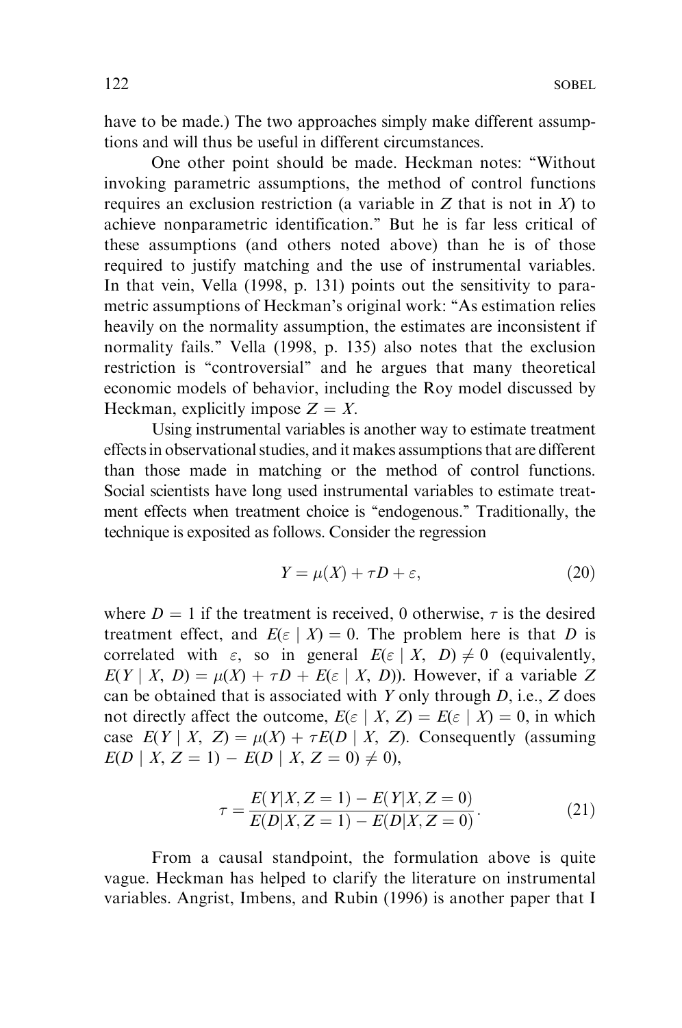have to be made.) The two approaches simply make different assumptions and will thus be useful in different circumstances.

One other point should be made. Heckman notes: "Without invoking parametric assumptions, the method of control functions requires an exclusion restriction (a variable in $Z$ that is not in $X$) to achieve nonparametric identification." But he is far less critical of these assumptions (and others noted above) than he is of those required to justify matching and the use of instrumental variables. In that vein, Vella (1998, p. 131) points out the sensitivity to parametric assumptions of Heckman's original work: "As estimation relies heavily on the normality assumption, the estimates are inconsistent if normality fails." Vella (1998, p. 135) also notes that the exclusion restriction is "controversial" and he argues that many theoretical economic models of behavior, including the Roy model discussed by Heckman, explicitly impose $Z = X$.

Using instrumental variables is another way to estimate treatment effects in observational studies, and it makes assumptions that are different than those made in matching or the method of control functions. Social scientists have long used instrumental variables to estimate treatment effects when treatment choice is "endogenous." Traditionally, the technique is exposited as follows. Consider the regression

$$Y = \mu(X) + \tau D + \varepsilon, \tag{20}$$

where $D = 1$ if the treatment is received, 0 otherwise, $\tau$ is the desired treatment effect, and $E(\varepsilon \mid X) = 0$. The problem here is that $D$ is correlated with $\varepsilon$, so in general $E(\varepsilon \mid X, D) \neq 0$ (equivalently, $E(Y \mid X, D) = \mu(X) + \tau D + E(\varepsilon \mid X, D)$). However, if a variable $Z$ can be obtained that is associated with $Y$ only through $D$, i.e., $Z$ does not directly affect the outcome, $E(\varepsilon \mid X, Z) = E(\varepsilon \mid X) = 0$, in which case $E(Y \mid X, Z) = \mu(X) + \tau E(D \mid X, Z)$. Consequently (assuming $E(D \mid X, Z = 1) - E(D \mid X, Z = 0) \neq 0$),

$$\tau = \frac{E(Y|X, Z = 1) - E(Y|X, Z = 0)}{E(D|X, Z = 1) - E(D|X, Z = 0)}. \tag{21}$$

From a causal standpoint, the formulation above is quite vague. Heckman has helped to clarify the literature on instrumental variables. Angrist, Imbens, and Rubin (1996) is another paper that I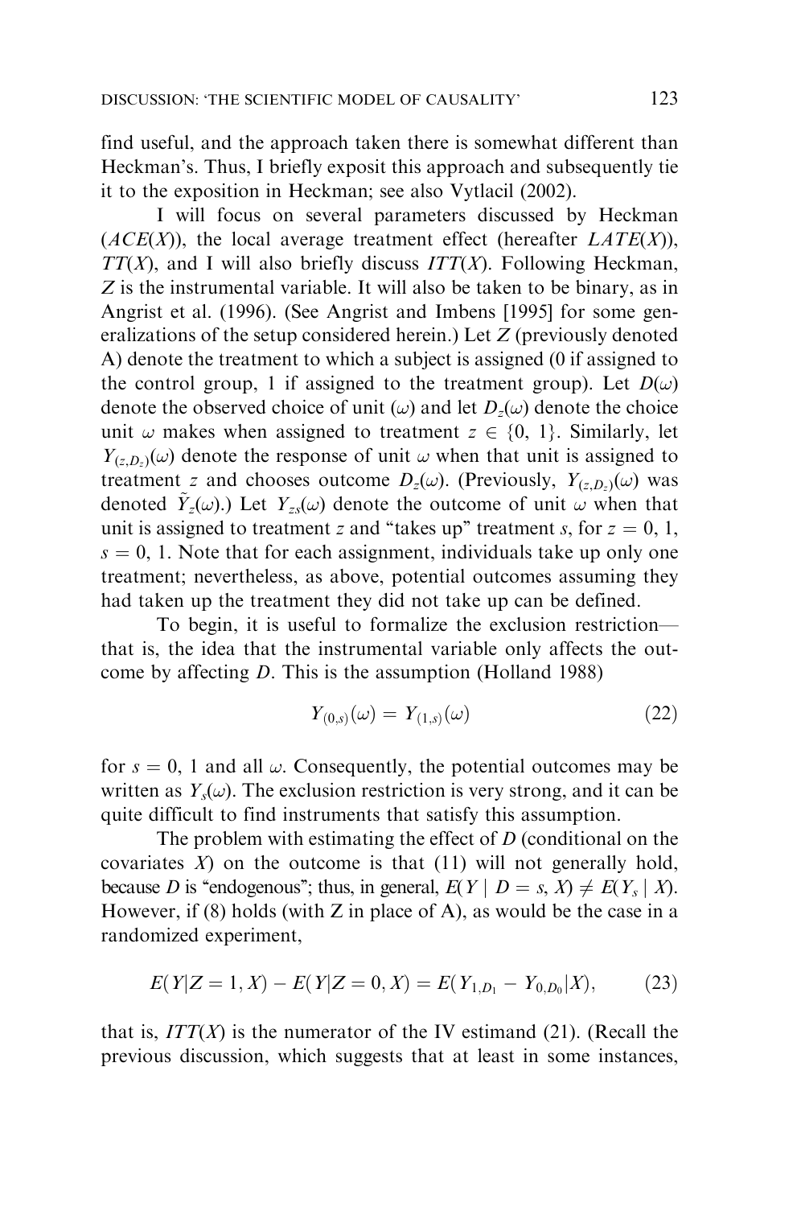find useful, and the approach taken there is somewhat different than Heckman's. Thus, I briefly exposit this approach and subsequently tie it to the exposition in Heckman; see also Vytlacil (2002).

I will focus on several parameters discussed by Heckman ($ACE(X)$), the local average treatment effect (hereafter $LATE(X)$), $TT(X)$, and I will also briefly discuss $ITT(X)$. Following Heckman, $Z$ is the instrumental variable. It will also be taken to be binary, as in Angrist et al. (1996). (See Angrist and Imbens [1995] for some generalizations of the setup considered herein.) Let $Z$ (previously denoted A) denote the treatment to which a subject is assigned (0 if assigned to the control group, 1 if assigned to the treatment group). Let $D(\omega)$ denote the observed choice of unit ($\omega$) and let $D_z(\omega)$ denote the choice unit $\omega$ makes when assigned to treatment $z \in \{0, 1\}$. Similarly, let $Y_{(z,D_z)}(\omega)$ denote the response of unit $\omega$ when that unit is assigned to treatment $z$ and chooses outcome $D_z(\omega)$. (Previously, $Y_{(z,D_z)}(\omega)$ was denoted $\tilde{Y}_z(\omega)$.) Let $Y_{zs}(\omega)$ denote the outcome of unit $\omega$ when that unit is assigned to treatment $z$ and "takes up" treatment $s$, for $z = 0, 1$, $s = 0, 1$. Note that for each assignment, individuals take up only one treatment; nevertheless, as above, potential outcomes assuming they had taken up the treatment they did not take up can be defined.

To begin, it is useful to formalize the exclusion restriction—that is, the idea that the instrumental variable only affects the outcome by affecting $D$. This is the assumption (Holland 1988)

$$Y_{(0,s)}(\omega) = Y_{(1,s)}(\omega) \tag{22}$$

for $s = 0, 1$ and all $\omega$. Consequently, the potential outcomes may be written as $Y_s(\omega)$. The exclusion restriction is very strong, and it can be quite difficult to find instruments that satisfy this assumption.

The problem with estimating the effect of $D$ (conditional on the covariates $X$) on the outcome is that (11) will not generally hold, because $D$ is "endogenous"; thus, in general, $E(Y \mid D = s, X) \neq E(Y_s \mid X)$. However, if (8) holds (with Z in place of A), as would be the case in a randomized experiment,

$$E(Y|Z = 1, X) - E(Y|Z = 0, X) = E(Y_{1,D_1} - Y_{0,D_0}|X), \tag{23}$$

that is, $ITT(X)$ is the numerator of the IV estimand (21). (Recall the previous discussion, which suggests that at least in some instances,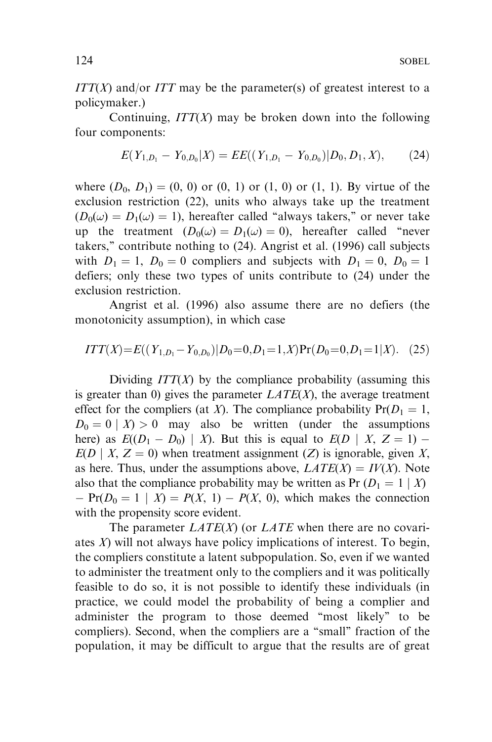$ITT(X)$ and/or $ITT$ may be the parameter(s) of greatest interest to a policymaker.)

Continuing, $ITT(X)$ may be broken down into the following four components:

$$E(Y_{1,D_1} - Y_{0,D_0}|X) = EE((Y_{1,D_1} - Y_{0,D_0})|D_0, D_1, X), \qquad (24)$$

where $(D_0, D_1) = (0, 0)$ or $(0, 1)$ or $(1, 0)$ or $(1, 1)$. By virtue of the exclusion restriction (22), units who always take up the treatment $(D_0(\omega) = D_1(\omega) = 1)$, hereafter called "always takers," or never take up the treatment $(D_0(\omega) = D_1(\omega) = 0)$, hereafter called "never takers," contribute nothing to (24). Angrist et al. (1996) call subjects with $D_1 = 1,\ D_0 = 0$ compliers and subjects with $D_1 = 0,\ D_0 = 1$ defiers; only these two types of units contribute to (24) under the exclusion restriction.

Angrist et al. (1996) also assume there are no defiers (the monotonicity assumption), in which case

$$ITT(X) = E((Y_{1,D_1} - Y_{0,D_0})|D_0 = 0, D_1 = 1, X)\Pr(D_0 = 0, D_1 = 1|X). \quad (25)$$

Dividing $ITT(X)$ by the compliance probability (assuming this is greater than 0) gives the parameter $LATE(X)$, the average treatment effect for the compliers (at $X$). The compliance probability $\Pr(D_1 = 1, D_0 = 0 \mid X) > 0$ may also be written (under the assumptions here) as $E((D_1 - D_0) \mid X)$. But this is equal to $E(D \mid X, Z = 1) - E(D \mid X, Z = 0)$ when treatment assignment ($Z$) is ignorable, given $X$, as here. Thus, under the assumptions above, $LATE(X) = IV(X)$. Note also that the compliance probability may be written as $\Pr(D_1 = 1 \mid X) - \Pr(D_0 = 1 \mid X) = P(X, 1) - P(X, 0)$, which makes the connection with the propensity score evident.

The parameter $LATE(X)$ (or $LATE$ when there are no covariates $X$) will not always have policy implications of interest. To begin, the compliers constitute a latent subpopulation. So, even if we wanted to administer the treatment only to the compliers and it was politically feasible to do so, it is not possible to identify these individuals (in practice, we could model the probability of being a complier and administer the program to those deemed "most likely" to be compliers). Second, when the compliers are a "small" fraction of the population, it may be difficult to argue that the results are of great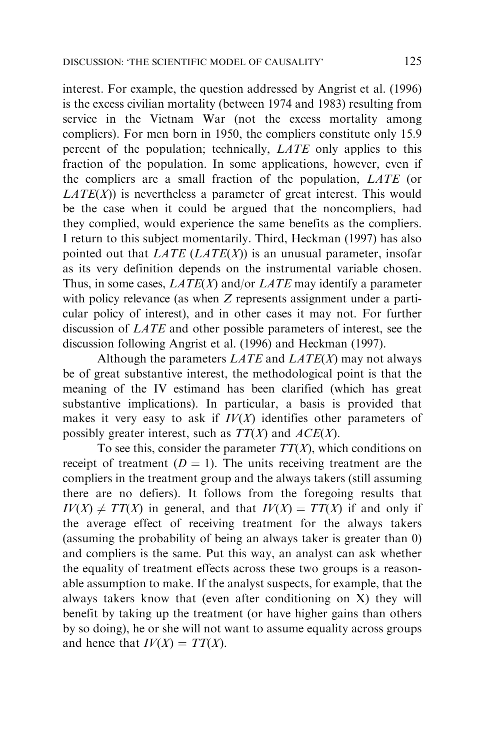interest. For example, the question addressed by Angrist et al. (1996) is the excess civilian mortality (between 1974 and 1983) resulting from service in the Vietnam War (not the excess mortality among compliers). For men born in 1950, the compliers constitute only 15.9 percent of the population; technically, $LATE$ only applies to this fraction of the population. In some applications, however, even if the compliers are a small fraction of the population, $LATE$ (or $LATE(X)$) is nevertheless a parameter of great interest. This would be the case when it could be argued that the noncompliers, had they complied, would experience the same benefits as the compliers. I return to this subject momentarily. Third, Heckman (1997) has also pointed out that $LATE$ ($LATE(X)$) is an unusual parameter, insofar as its very definition depends on the instrumental variable chosen. Thus, in some cases, $LATE(X)$ and/or $LATE$ may identify a parameter with policy relevance (as when $Z$ represents assignment under a particular policy of interest), and in other cases it may not. For further discussion of $LATE$ and other possible parameters of interest, see the discussion following Angrist et al. (1996) and Heckman (1997).

Although the parameters $LATE$ and $LATE(X)$ may not always be of great substantive interest, the methodological point is that the meaning of the IV estimand has been clarified (which has great substantive implications). In particular, a basis is provided that makes it very easy to ask if $IV(X)$ identifies other parameters of possibly greater interest, such as $TT(X)$ and $ACE(X)$.

To see this, consider the parameter $TT(X)$, which conditions on receipt of treatment ($D = 1$). The units receiving treatment are the compliers in the treatment group and the always takers (still assuming there are no defiers). It follows from the foregoing results that $IV(X) \neq TT(X)$ in general, and that $IV(X) = TT(X)$ if and only if the average effect of receiving treatment for the always takers (assuming the probability of being an always taker is greater than 0) and compliers is the same. Put this way, an analyst can ask whether the equality of treatment effects across these two groups is a reasonable assumption to make. If the analyst suspects, for example, that the always takers know that (even after conditioning on X) they will benefit by taking up the treatment (or have higher gains than others by so doing), he or she will not want to assume equality across groups and hence that $IV(X) = TT(X)$.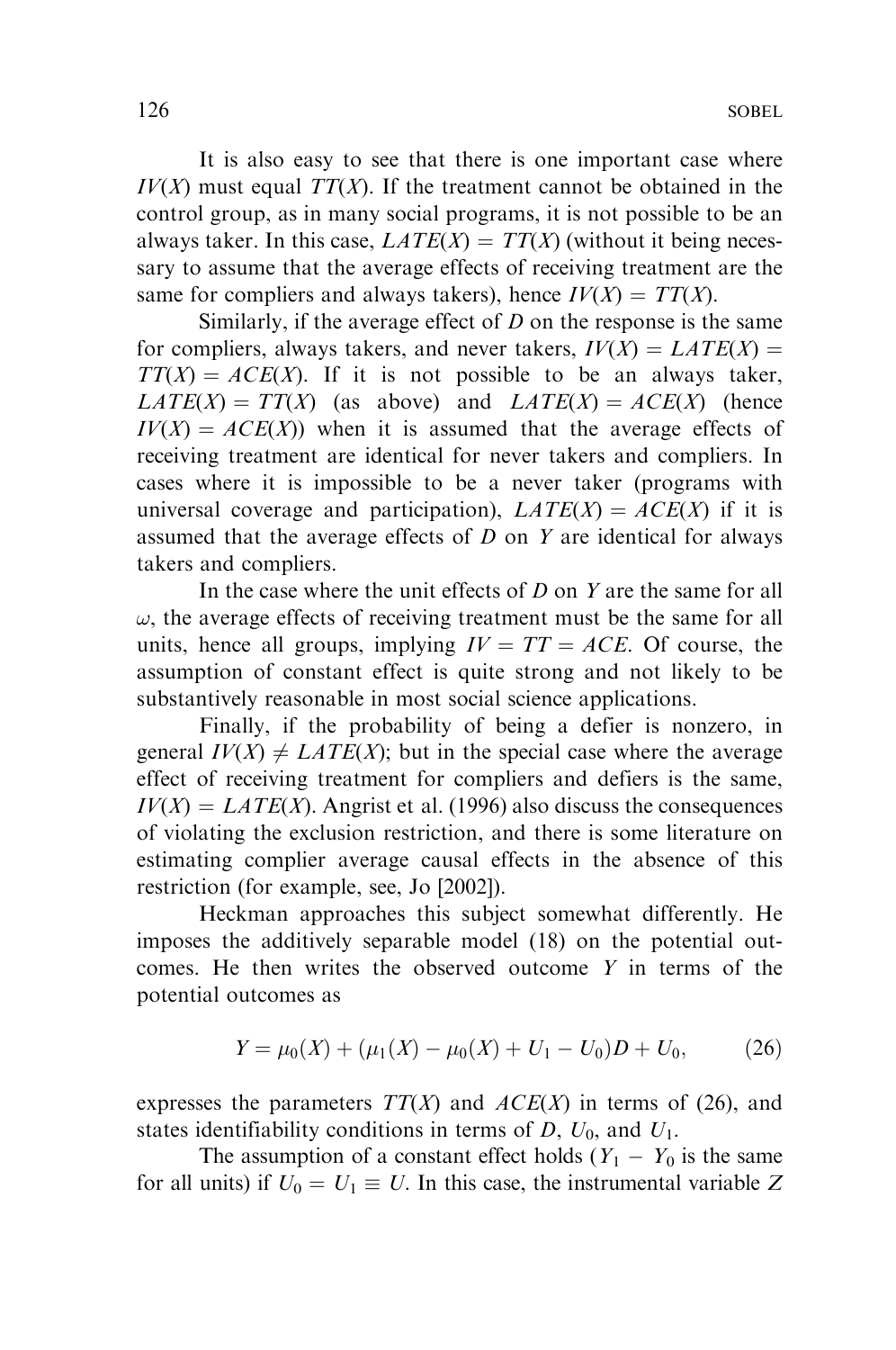It is also easy to see that there is one important case where $IV(X)$ must equal $TT(X)$. If the treatment cannot be obtained in the control group, as in many social programs, it is not possible to be an always taker. In this case, $LATE(X) = TT(X)$ (without it being necessary to assume that the average effects of receiving treatment are the same for compliers and always takers), hence $IV(X) = TT(X)$.

Similarly, if the average effect of $D$ on the response is the same for compliers, always takers, and never takers, $IV(X) = LATE(X) = TT(X) = ACE(X)$. If it is not possible to be an always taker, $LATE(X) = TT(X)$ (as above) and $LATE(X) = ACE(X)$ (hence $IV(X) = ACE(X)$) when it is assumed that the average effects of receiving treatment are identical for never takers and compliers. In cases where it is impossible to be a never taker (programs with universal coverage and participation), $LATE(X) = ACE(X)$ if it is assumed that the average effects of $D$ on $Y$ are identical for always takers and compliers.

In the case where the unit effects of $D$ on $Y$ are the same for all $\omega$, the average effects of receiving treatment must be the same for all units, hence all groups, implying $IV = TT = ACE$. Of course, the assumption of constant effect is quite strong and not likely to be substantively reasonable in most social science applications.

Finally, if the probability of being a defier is nonzero, in general $IV(X) \neq LATE(X)$; but in the special case where the average effect of receiving treatment for compliers and defiers is the same, $IV(X) = LATE(X)$. Angrist et al. (1996) also discuss the consequences of violating the exclusion restriction, and there is some literature on estimating complier average causal effects in the absence of this restriction (for example, see, Jo [2002]).

Heckman approaches this subject somewhat differently. He imposes the additively separable model (18) on the potential outcomes. He then writes the observed outcome $Y$ in terms of the potential outcomes as

$$Y = \mu_0(X) + (\mu_1(X) - \mu_0(X) + U_1 - U_0)D + U_0, \tag{26}$$

expresses the parameters $TT(X)$ and $ACE(X)$ in terms of (26), and states identifiability conditions in terms of $D$, $U_0$, and $U_1$.

The assumption of a constant effect holds ($Y_1 - Y_0$ is the same for all units) if $U_0 = U_1 \equiv U$. In this case, the instrumental variable $Z$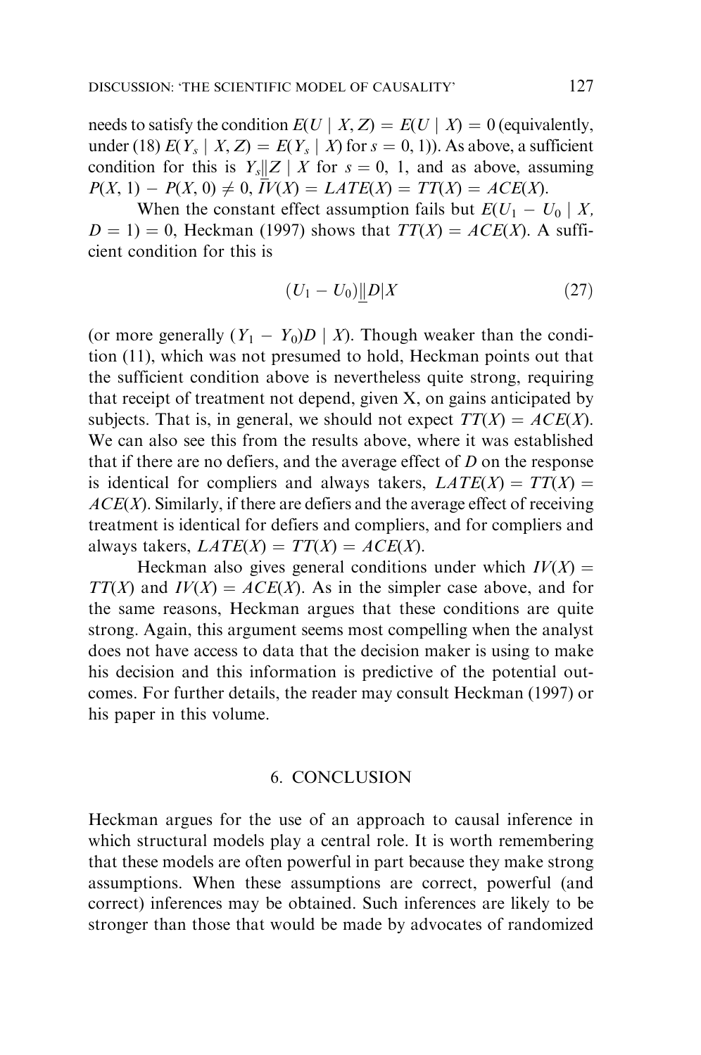needs to satisfy the condition $E(U \mid X, Z) = E(U \mid X) = 0$ (equivalently, under (18) $E(Y_s \mid X, Z) = E(Y_s \mid X)$ for $s = 0, 1$)). As above, a sufficient condition for this is $Y_s \| Z \mid X$ for $s = 0$, 1, and as above, assuming $P(X, 1) - P(X, 0) \neq 0$, $\overline{IV}(X) = LATE(X) = TT(X) = ACE(X)$.

When the constant effect assumption fails but $E(U_1 - U_0 \mid X, D = 1) = 0$, Heckman (1997) shows that $TT(X) = ACE(X)$. A sufficient condition for this is

$$(U_1 - U_0) \underline{\|} D | X \tag{27}$$

(or more generally $(Y_1 - Y_0)D \mid X$). Though weaker than the condition (11), which was not presumed to hold, Heckman points out that the sufficient condition above is nevertheless quite strong, requiring that receipt of treatment not depend, given X, on gains anticipated by subjects. That is, in general, we should not expect $TT(X) = ACE(X)$. We can also see this from the results above, where it was established that if there are no defiers, and the average effect of $D$ on the response is identical for compliers and always takers, $LATE(X) = TT(X) = ACE(X)$. Similarly, if there are defiers and the average effect of receiving treatment is identical for defiers and compliers, and for compliers and always takers, $LATE(X) = TT(X) = ACE(X)$.

Heckman also gives general conditions under which $IV(X) = TT(X)$ and $IV(X) = ACE(X)$. As in the simpler case above, and for the same reasons, Heckman argues that these conditions are quite strong. Again, this argument seems most compelling when the analyst does not have access to data that the decision maker is using to make his decision and this information is predictive of the potential outcomes. For further details, the reader may consult Heckman (1997) or his paper in this volume.

## 6. CONCLUSION

Heckman argues for the use of an approach to causal inference in which structural models play a central role. It is worth remembering that these models are often powerful in part because they make strong assumptions. When these assumptions are correct, powerful (and correct) inferences may be obtained. Such inferences are likely to be stronger than those that would be made by advocates of randomized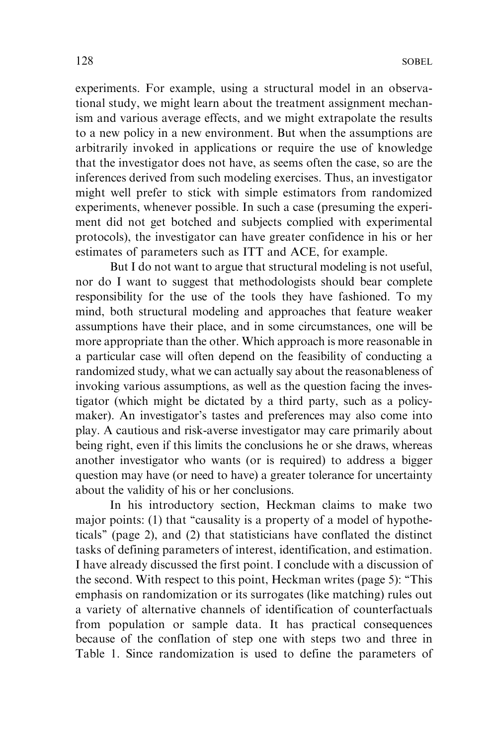experiments. For example, using a structural model in an observational study, we might learn about the treatment assignment mechanism and various average effects, and we might extrapolate the results to a new policy in a new environment. But when the assumptions are arbitrarily invoked in applications or require the use of knowledge that the investigator does not have, as seems often the case, so are the inferences derived from such modeling exercises. Thus, an investigator might well prefer to stick with simple estimators from randomized experiments, whenever possible. In such a case (presuming the experiment did not get botched and subjects complied with experimental protocols), the investigator can have greater confidence in his or her estimates of parameters such as ITT and ACE, for example.

But I do not want to argue that structural modeling is not useful, nor do I want to suggest that methodologists should bear complete responsibility for the use of the tools they have fashioned. To my mind, both structural modeling and approaches that feature weaker assumptions have their place, and in some circumstances, one will be more appropriate than the other. Which approach is more reasonable in a particular case will often depend on the feasibility of conducting a randomized study, what we can actually say about the reasonableness of invoking various assumptions, as well as the question facing the investigator (which might be dictated by a third party, such as a policymaker). An investigator's tastes and preferences may also come into play. A cautious and risk-averse investigator may care primarily about being right, even if this limits the conclusions he or she draws, whereas another investigator who wants (or is required) to address a bigger question may have (or need to have) a greater tolerance for uncertainty about the validity of his or her conclusions.

In his introductory section, Heckman claims to make two major points: (1) that "causality is a property of a model of hypotheticals" (page 2), and (2) that statisticians have conflated the distinct tasks of defining parameters of interest, identification, and estimation. I have already discussed the first point. I conclude with a discussion of the second. With respect to this point, Heckman writes (page 5): "This emphasis on randomization or its surrogates (like matching) rules out a variety of alternative channels of identification of counterfactuals from population or sample data. It has practical consequences because of the conflation of step one with steps two and three in Table 1. Since randomization is used to define the parameters of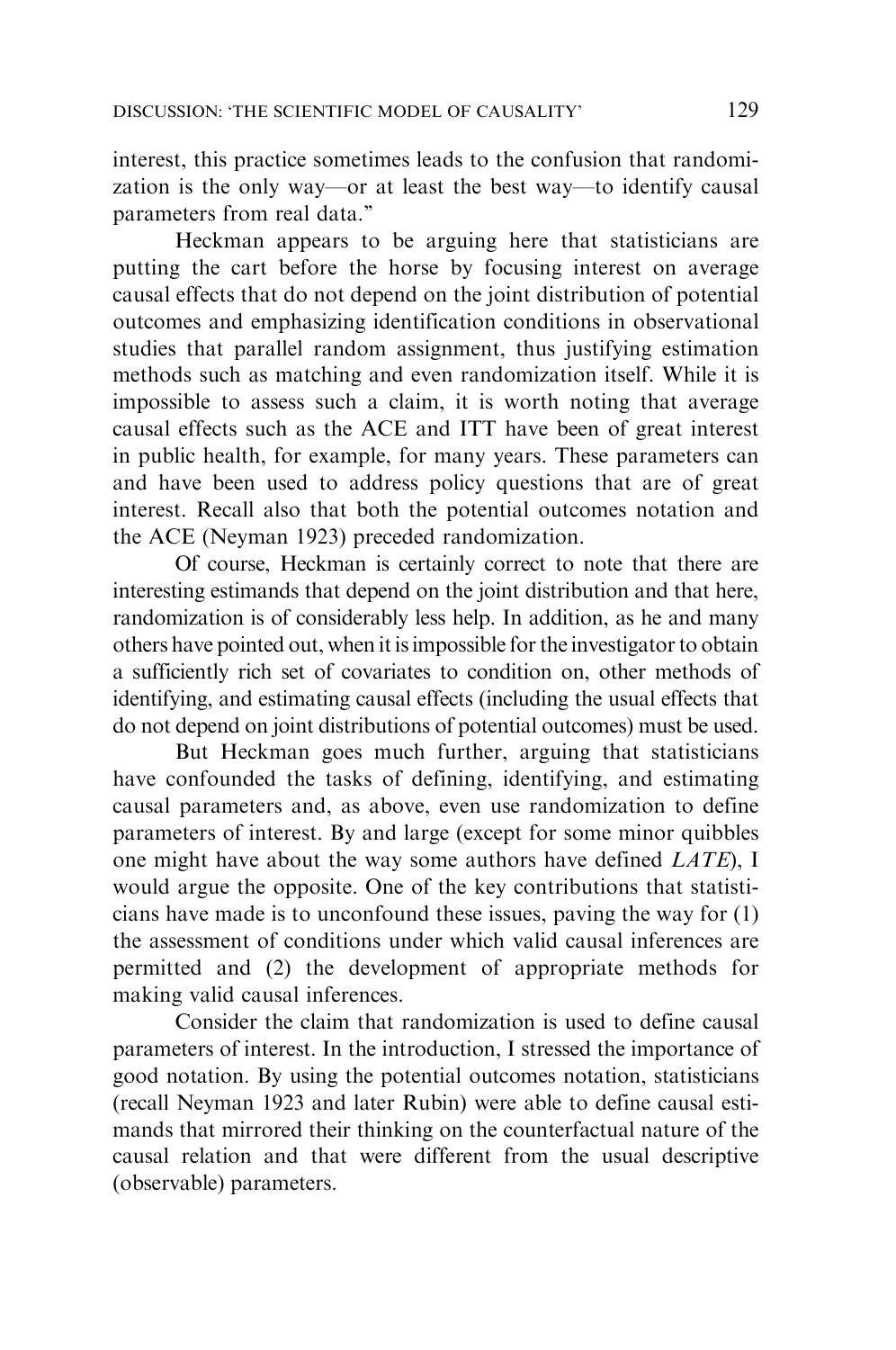interest, this practice sometimes leads to the confusion that randomization is the only way—or at least the best way—to identify causal parameters from real data."

Heckman appears to be arguing here that statisticians are putting the cart before the horse by focusing interest on average causal effects that do not depend on the joint distribution of potential outcomes and emphasizing identification conditions in observational studies that parallel random assignment, thus justifying estimation methods such as matching and even randomization itself. While it is impossible to assess such a claim, it is worth noting that average causal effects such as the ACE and ITT have been of great interest in public health, for example, for many years. These parameters can and have been used to address policy questions that are of great interest. Recall also that both the potential outcomes notation and the ACE (Neyman 1923) preceded randomization.

Of course, Heckman is certainly correct to note that there are interesting estimands that depend on the joint distribution and that here, randomization is of considerably less help. In addition, as he and many others have pointed out, when it is impossible for the investigator to obtain a sufficiently rich set of covariates to condition on, other methods of identifying, and estimating causal effects (including the usual effects that do not depend on joint distributions of potential outcomes) must be used.

But Heckman goes much further, arguing that statisticians have confounded the tasks of defining, identifying, and estimating causal parameters and, as above, even use randomization to define parameters of interest. By and large (except for some minor quibbles one might have about the way some authors have defined *LATE*), I would argue the opposite. One of the key contributions that statisticians have made is to unconfound these issues, paving the way for (1) the assessment of conditions under which valid causal inferences are permitted and (2) the development of appropriate methods for making valid causal inferences.

Consider the claim that randomization is used to define causal parameters of interest. In the introduction, I stressed the importance of good notation. By using the potential outcomes notation, statisticians (recall Neyman 1923 and later Rubin) were able to define causal estimands that mirrored their thinking on the counterfactual nature of the causal relation and that were different from the usual descriptive (observable) parameters.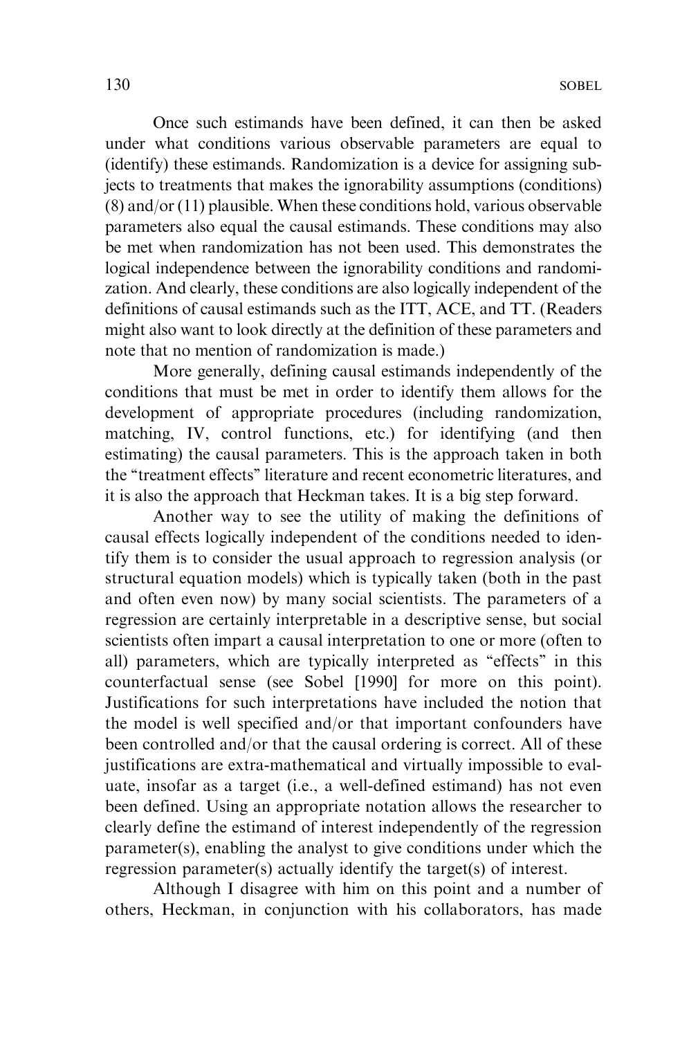Once such estimands have been defined, it can then be asked under what conditions various observable parameters are equal to (identify) these estimands. Randomization is a device for assigning subjects to treatments that makes the ignorability assumptions (conditions) (8) and/or (11) plausible. When these conditions hold, various observable parameters also equal the causal estimands. These conditions may also be met when randomization has not been used. This demonstrates the logical independence between the ignorability conditions and randomization. And clearly, these conditions are also logically independent of the definitions of causal estimands such as the ITT, ACE, and TT. (Readers might also want to look directly at the definition of these parameters and note that no mention of randomization is made.)

More generally, defining causal estimands independently of the conditions that must be met in order to identify them allows for the development of appropriate procedures (including randomization, matching, IV, control functions, etc.) for identifying (and then estimating) the causal parameters. This is the approach taken in both the "treatment effects" literature and recent econometric literatures, and it is also the approach that Heckman takes. It is a big step forward.

Another way to see the utility of making the definitions of causal effects logically independent of the conditions needed to identify them is to consider the usual approach to regression analysis (or structural equation models) which is typically taken (both in the past and often even now) by many social scientists. The parameters of a regression are certainly interpretable in a descriptive sense, but social scientists often impart a causal interpretation to one or more (often to all) parameters, which are typically interpreted as "effects" in this counterfactual sense (see Sobel [1990] for more on this point). Justifications for such interpretations have included the notion that the model is well specified and/or that important confounders have been controlled and/or that the causal ordering is correct. All of these justifications are extra-mathematical and virtually impossible to evaluate, insofar as a target (i.e., a well-defined estimand) has not even been defined. Using an appropriate notation allows the researcher to clearly define the estimand of interest independently of the regression parameter(s), enabling the analyst to give conditions under which the regression parameter(s) actually identify the target(s) of interest.

Although I disagree with him on this point and a number of others, Heckman, in conjunction with his collaborators, has made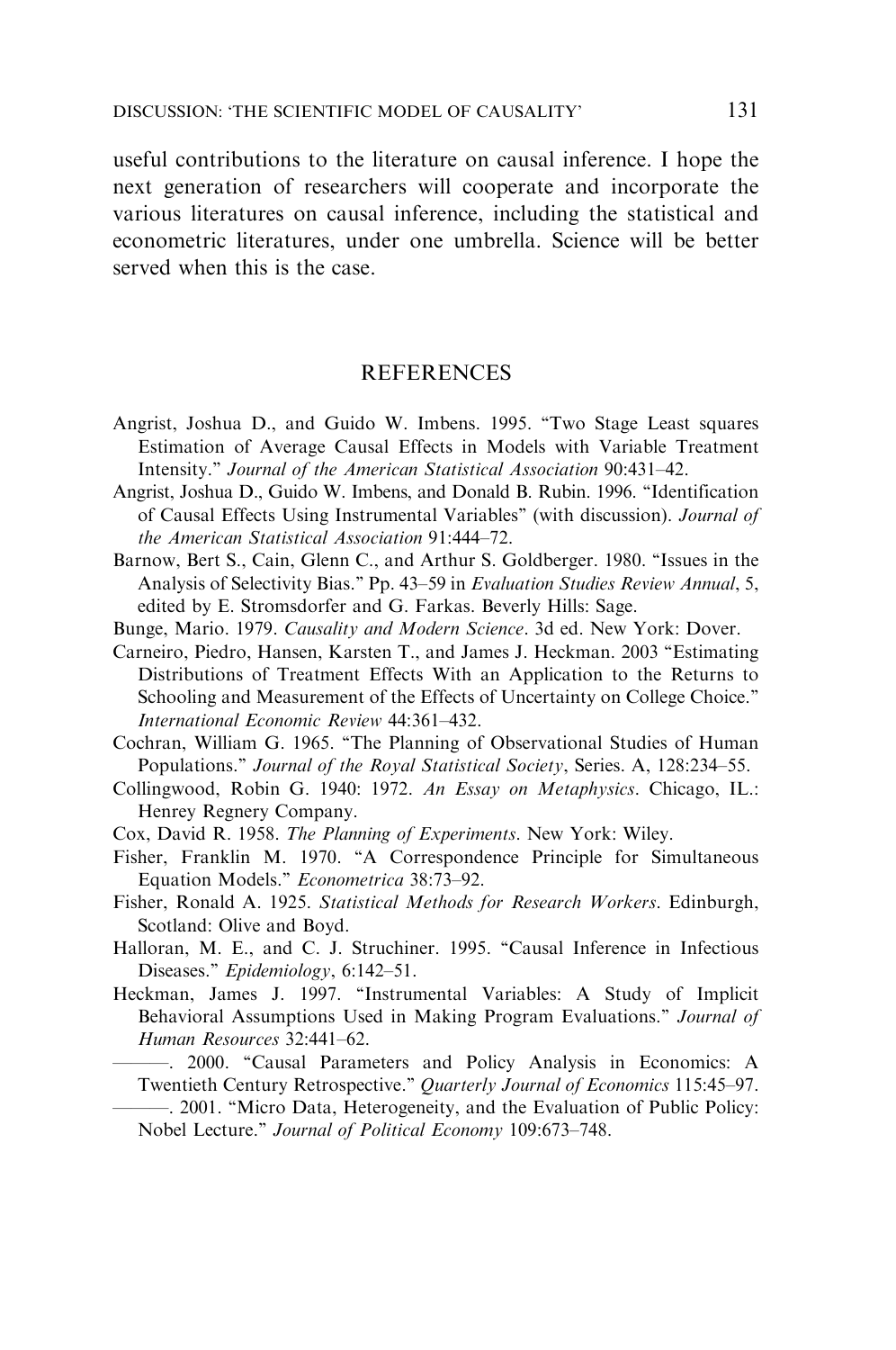useful contributions to the literature on causal inference. I hope the next generation of researchers will cooperate and incorporate the various literatures on causal inference, including the statistical and econometric literatures, under one umbrella. Science will be better served when this is the case.

## REFERENCES

Angrist, Joshua D., and Guido W. Imbens. 1995. "Two Stage Least squares Estimation of Average Causal Effects in Models with Variable Treatment Intensity." *Journal of the American Statistical Association* 90:431–42.

Angrist, Joshua D., Guido W. Imbens, and Donald B. Rubin. 1996. "Identification of Causal Effects Using Instrumental Variables" (with discussion). *Journal of the American Statistical Association* 91:444–72.

Barnow, Bert S., Cain, Glenn C., and Arthur S. Goldberger. 1980. "Issues in the Analysis of Selectivity Bias." Pp. 43–59 in *Evaluation Studies Review Annual*, 5, edited by E. Stromsdorfer and G. Farkas. Beverly Hills: Sage.

Bunge, Mario. 1979. *Causality and Modern Science*. 3d ed. New York: Dover.

Carneiro, Piedro, Hansen, Karsten T., and James J. Heckman. 2003 "Estimating Distributions of Treatment Effects With an Application to the Returns to Schooling and Measurement of the Effects of Uncertainty on College Choice." *International Economic Review* 44:361–432.

Cochran, William G. 1965. "The Planning of Observational Studies of Human Populations." *Journal of the Royal Statistical Society*, Series. A, 128:234–55.

Collingwood, Robin G. 1940: 1972. *An Essay on Metaphysics*. Chicago, IL.: Henrey Regnery Company.

Cox, David R. 1958. *The Planning of Experiments*. New York: Wiley.

Fisher, Franklin M. 1970. "A Correspondence Principle for Simultaneous Equation Models." *Econometrica* 38:73–92.

Fisher, Ronald A. 1925. *Statistical Methods for Research Workers*. Edinburgh, Scotland: Olive and Boyd.

Halloran, M. E., and C. J. Struchiner. 1995. "Causal Inference in Infectious Diseases." *Epidemiology*, 6:142–51.

Heckman, James J. 1997. "Instrumental Variables: A Study of Implicit Behavioral Assumptions Used in Making Program Evaluations." *Journal of Human Resources* 32:441–62.

———. 2000. "Causal Parameters and Policy Analysis in Economics: A Twentieth Century Retrospective." *Quarterly Journal of Economics* 115:45–97.

———. 2001. "Micro Data, Heterogeneity, and the Evaluation of Public Policy: Nobel Lecture." *Journal of Political Economy* 109:673–748.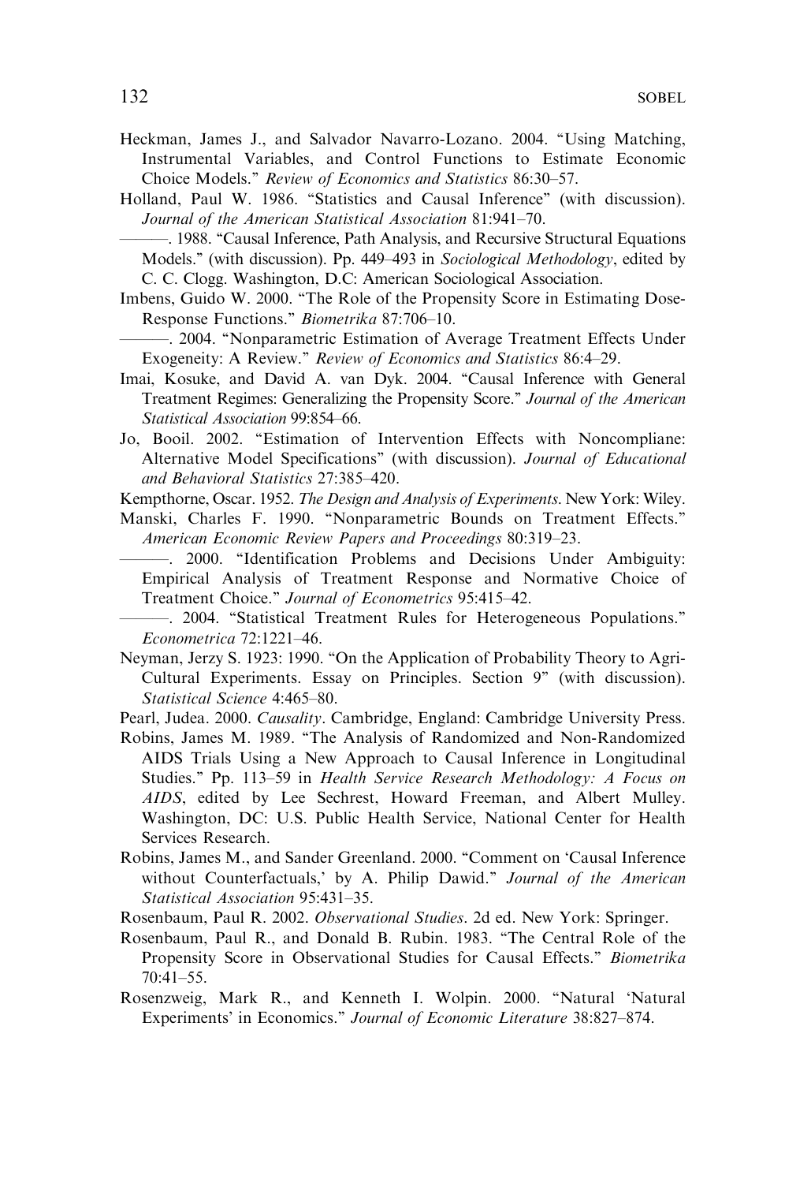Heckman, James J., and Salvador Navarro-Lozano. 2004. "Using Matching, Instrumental Variables, and Control Functions to Estimate Economic Choice Models." *Review of Economics and Statistics* 86:30–57.

Holland, Paul W. 1986. "Statistics and Causal Inference" (with discussion). *Journal of the American Statistical Association* 81:941–70.

———. 1988. "Causal Inference, Path Analysis, and Recursive Structural Equations Models." (with discussion). Pp. 449–493 in *Sociological Methodology*, edited by C. C. Clogg. Washington, D.C: American Sociological Association.

Imbens, Guido W. 2000. "The Role of the Propensity Score in Estimating Dose-Response Functions." *Biometrika* 87:706–10.

———. 2004. "Nonparametric Estimation of Average Treatment Effects Under Exogeneity: A Review." *Review of Economics and Statistics* 86:4–29.

Imai, Kosuke, and David A. van Dyk. 2004. "Causal Inference with General Treatment Regimes: Generalizing the Propensity Score." *Journal of the American Statistical Association* 99:854–66.

Jo, Booil. 2002. "Estimation of Intervention Effects with Noncompliane: Alternative Model Specifications" (with discussion). *Journal of Educational and Behavioral Statistics* 27:385–420.

Kempthorne, Oscar. 1952. *The Design and Analysis of Experiments*. New York: Wiley.

Manski, Charles F. 1990. "Nonparametric Bounds on Treatment Effects." *American Economic Review Papers and Proceedings* 80:319–23.

———. 2000. "Identification Problems and Decisions Under Ambiguity: Empirical Analysis of Treatment Response and Normative Choice of Treatment Choice." *Journal of Econometrics* 95:415–42.

———. 2004. "Statistical Treatment Rules for Heterogeneous Populations." *Econometrica* 72:1221–46.

Neyman, Jerzy S. 1923: 1990. "On the Application of Probability Theory to Agri-Cultural Experiments. Essay on Principles. Section 9" (with discussion). *Statistical Science* 4:465–80.

Pearl, Judea. 2000. *Causality*. Cambridge, England: Cambridge University Press.

Robins, James M. 1989. "The Analysis of Randomized and Non-Randomized AIDS Trials Using a New Approach to Causal Inference in Longitudinal Studies." Pp. 113–59 in *Health Service Research Methodology: A Focus on AIDS*, edited by Lee Sechrest, Howard Freeman, and Albert Mulley. Washington, DC: U.S. Public Health Service, National Center for Health Services Research.

Robins, James M., and Sander Greenland. 2000. "Comment on 'Causal Inference without Counterfactuals,' by A. Philip Dawid." *Journal of the American Statistical Association* 95:431–35.

Rosenbaum, Paul R. 2002. *Observational Studies*. 2d ed. New York: Springer.

Rosenbaum, Paul R., and Donald B. Rubin. 1983. "The Central Role of the Propensity Score in Observational Studies for Causal Effects." *Biometrika* 70:41–55.

Rosenzweig, Mark R., and Kenneth I. Wolpin. 2000. "Natural 'Natural Experiments' in Economics." *Journal of Economic Literature* 38:827–874.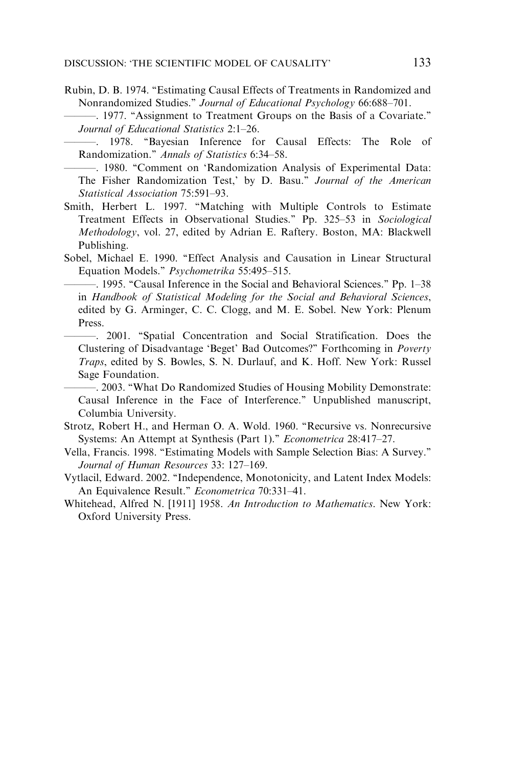Rubin, D. B. 1974. "Estimating Causal Effects of Treatments in Randomized and Nonrandomized Studies." *Journal of Educational Psychology* 66:688–701.

———. 1977. "Assignment to Treatment Groups on the Basis of a Covariate." *Journal of Educational Statistics* 2:1–26.

———. 1978. "Bayesian Inference for Causal Effects: The Role of Randomization." *Annals of Statistics* 6:34–58.

———. 1980. "Comment on 'Randomization Analysis of Experimental Data: The Fisher Randomization Test,' by D. Basu." *Journal of the American Statistical Association* 75:591–93.

Smith, Herbert L. 1997. "Matching with Multiple Controls to Estimate Treatment Effects in Observational Studies." Pp. 325–53 in *Sociological Methodology*, vol. 27, edited by Adrian E. Raftery. Boston, MA: Blackwell Publishing.

Sobel, Michael E. 1990. "Effect Analysis and Causation in Linear Structural Equation Models." *Psychometrika* 55:495–515.

———. 1995. "Causal Inference in the Social and Behavioral Sciences." Pp. 1–38 in *Handbook of Statistical Modeling for the Social and Behavioral Sciences*, edited by G. Arminger, C. C. Clogg, and M. E. Sobel. New York: Plenum Press.

———. 2001. "Spatial Concentration and Social Stratification. Does the Clustering of Disadvantage 'Beget' Bad Outcomes?" Forthcoming in *Poverty Traps*, edited by S. Bowles, S. N. Durlauf, and K. Hoff. New York: Russel Sage Foundation.

———. 2003. "What Do Randomized Studies of Housing Mobility Demonstrate: Causal Inference in the Face of Interference." Unpublished manuscript, Columbia University.

Strotz, Robert H., and Herman O. A. Wold. 1960. "Recursive vs. Nonrecursive Systems: An Attempt at Synthesis (Part 1)." *Econometrica* 28:417–27.

Vella, Francis. 1998. "Estimating Models with Sample Selection Bias: A Survey." *Journal of Human Resources* 33: 127–169.

Vytlacil, Edward. 2002. "Independence, Monotonicity, and Latent Index Models: An Equivalence Result." *Econometrica* 70:331–41.

Whitehead, Alfred N. [1911] 1958. *An Introduction to Mathematics*. New York: Oxford University Press.